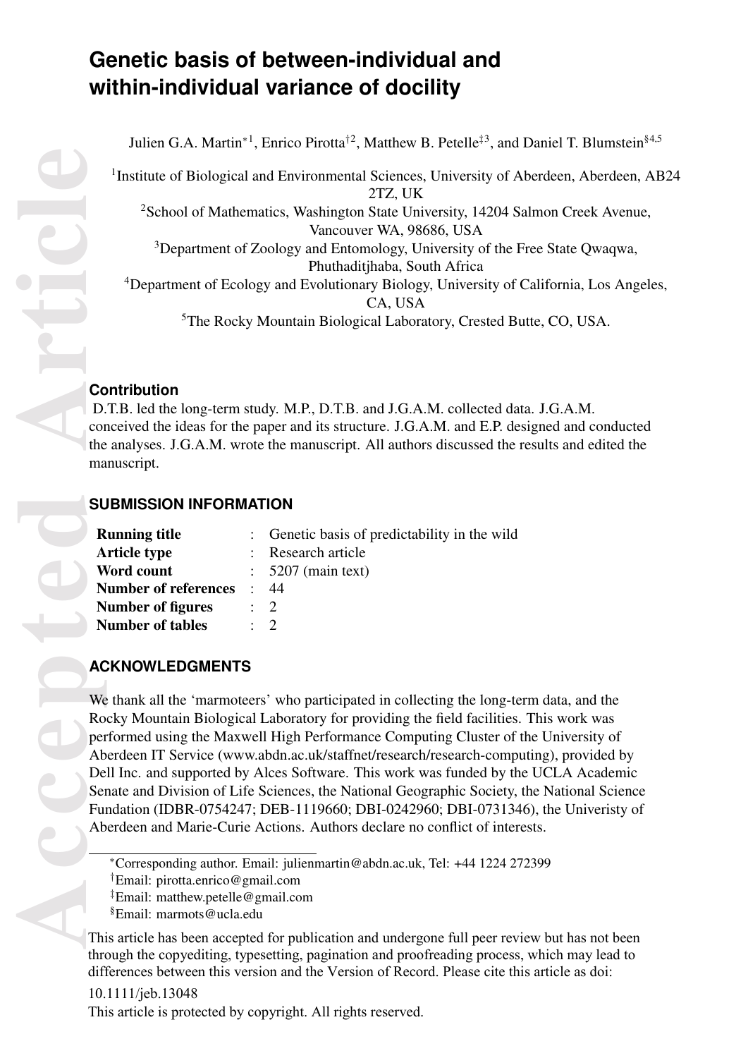# Genetic basis of between-individual and within-individual variance of docility

Julien G.A. Martin*[1], Enrico Pirotta†[2], Matthew B. Petelle‡[3], and Daniel T. Blumstein§[4,5]

[1]Institute of Biological and Environmental Sciences, University of Aberdeen, Aberdeen, AB24 2TZ, UK

[2]School of Mathematics, Washington State University, 14204 Salmon Creek Avenue, Vancouver WA, 98686, USA

[3]Department of Zoology and Entomology, University of the Free State Qwaqwa, Phuthaditjhaba, South Africa

[4]Department of Ecology and Evolutionary Biology, University of California, Los Angeles, CA, USA

[5]The Rocky Mountain Biological Laboratory, Crested Butte, CO, USA.

## Contribution

D.T.B. led the long-term study. M.P., D.T.B. and J.G.A.M. collected data. J.G.A.M. conceived the ideas for the paper and its structure. J.G.A.M. and E.P. designed and conducted the analyses. J.G.A.M. wrote the manuscript. All authors discussed the results and edited the manuscript.

## SUBMISSION INFORMATION

| | | |
|---|---|---|
| **Running title** | : | Genetic basis of predictability in the wild |
| **Article type** | : | Research article |
| **Word count** | : | 5207 (main text) |
| **Number of references** | : | 44 |
| **Number of figures** | : | 2 |
| **Number of tables** | : | 2 |

## ACKNOWLEDGMENTS

We thank all the 'marmoteers' who participated in collecting the long-term data, and the Rocky Mountain Biological Laboratory for providing the field facilities. This work was performed using the Maxwell High Performance Computing Cluster of the University of Aberdeen IT Service (www.abdn.ac.uk/staffnet/research/research-computing), provided by Dell Inc. and supported by Alces Software. This work was funded by the UCLA Academic Senate and Division of Life Sciences, the National Geographic Society, the National Science Fundation (IDBR-0754247; DEB-1119660; DBI-0242960; DBI-0731346), the Univeristy of Aberdeen and Marie-Curie Actions. Authors declare no conflict of interests.

*Corresponding author. Email: julienmartin@abdn.ac.uk, Tel: +44 1224 272399

†Email: pirotta.enrico@gmail.com

‡Email: matthew.petelle@gmail.com

§Email: marmots@ucla.edu

This article has been accepted for publication and undergone full peer review but has not been through the copyediting, typesetting, pagination and proofreading process, which may lead to differences between this version and the Version of Record. Please cite this article as doi: 10.1111/jeb.13048

This article is protected by copyright. All rights reserved.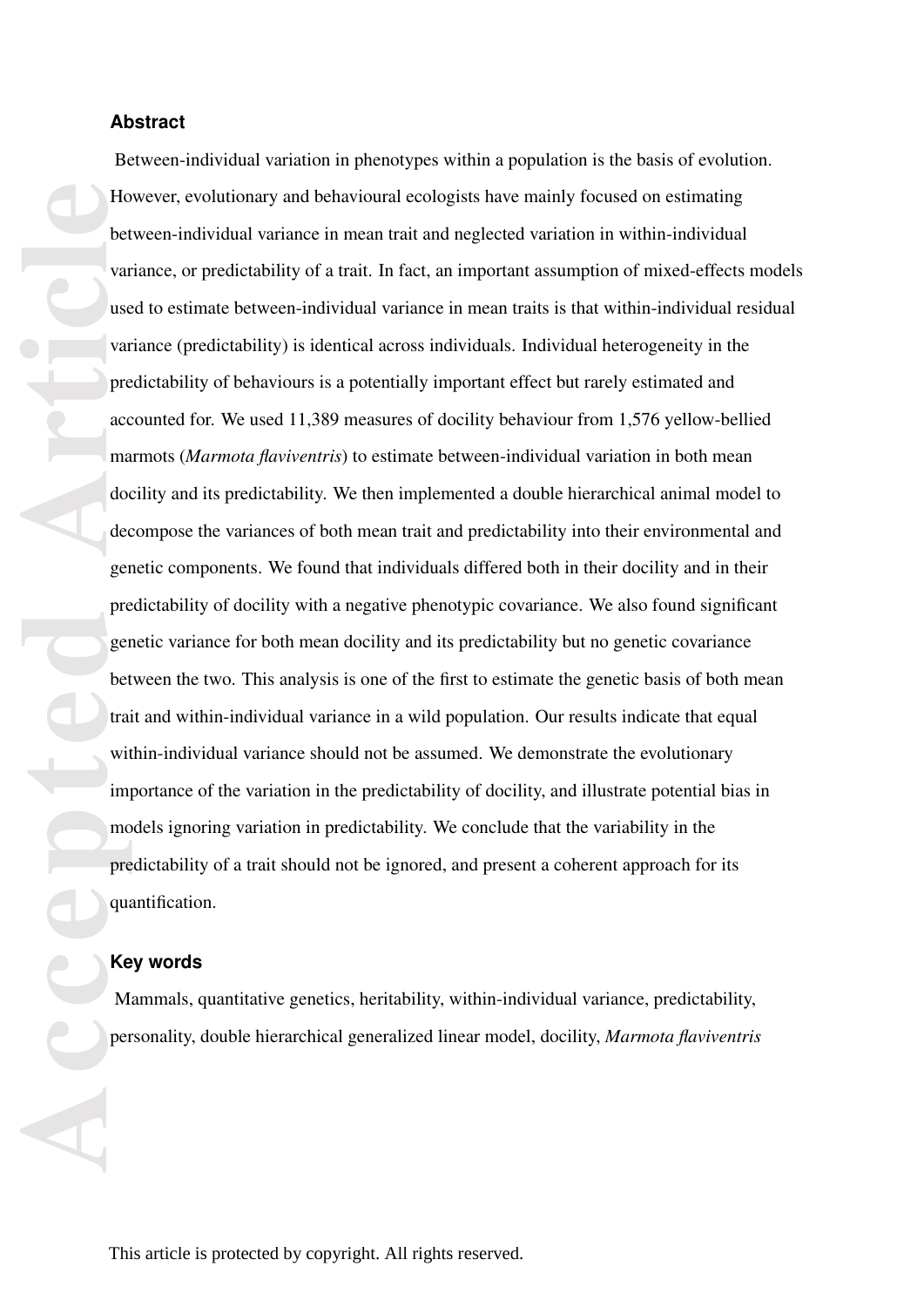## Abstract

Between-individual variation in phenotypes within a population is the basis of evolution. However, evolutionary and behavioural ecologists have mainly focused on estimating between-individual variance in mean trait and neglected variation in within-individual variance, or predictability of a trait. In fact, an important assumption of mixed-effects models used to estimate between-individual variance in mean traits is that within-individual residual variance (predictability) is identical across individuals. Individual heterogeneity in the predictability of behaviours is a potentially important effect but rarely estimated and accounted for. We used 11,389 measures of docility behaviour from 1,576 yellow-bellied marmots (*Marmota flaviventris*) to estimate between-individual variation in both mean docility and its predictability. We then implemented a double hierarchical animal model to decompose the variances of both mean trait and predictability into their environmental and genetic components. We found that individuals differed both in their docility and in their predictability of docility with a negative phenotypic covariance. We also found significant genetic variance for both mean docility and its predictability but no genetic covariance between the two. This analysis is one of the first to estimate the genetic basis of both mean trait and within-individual variance in a wild population. Our results indicate that equal within-individual variance should not be assumed. We demonstrate the evolutionary importance of the variation in the predictability of docility, and illustrate potential bias in models ignoring variation in predictability. We conclude that the variability in the predictability of a trait should not be ignored, and present a coherent approach for its quantification.

## Key words

Mammals, quantitative genetics, heritability, within-individual variance, predictability, personality, double hierarchical generalized linear model, docility, *Marmota flaviventris*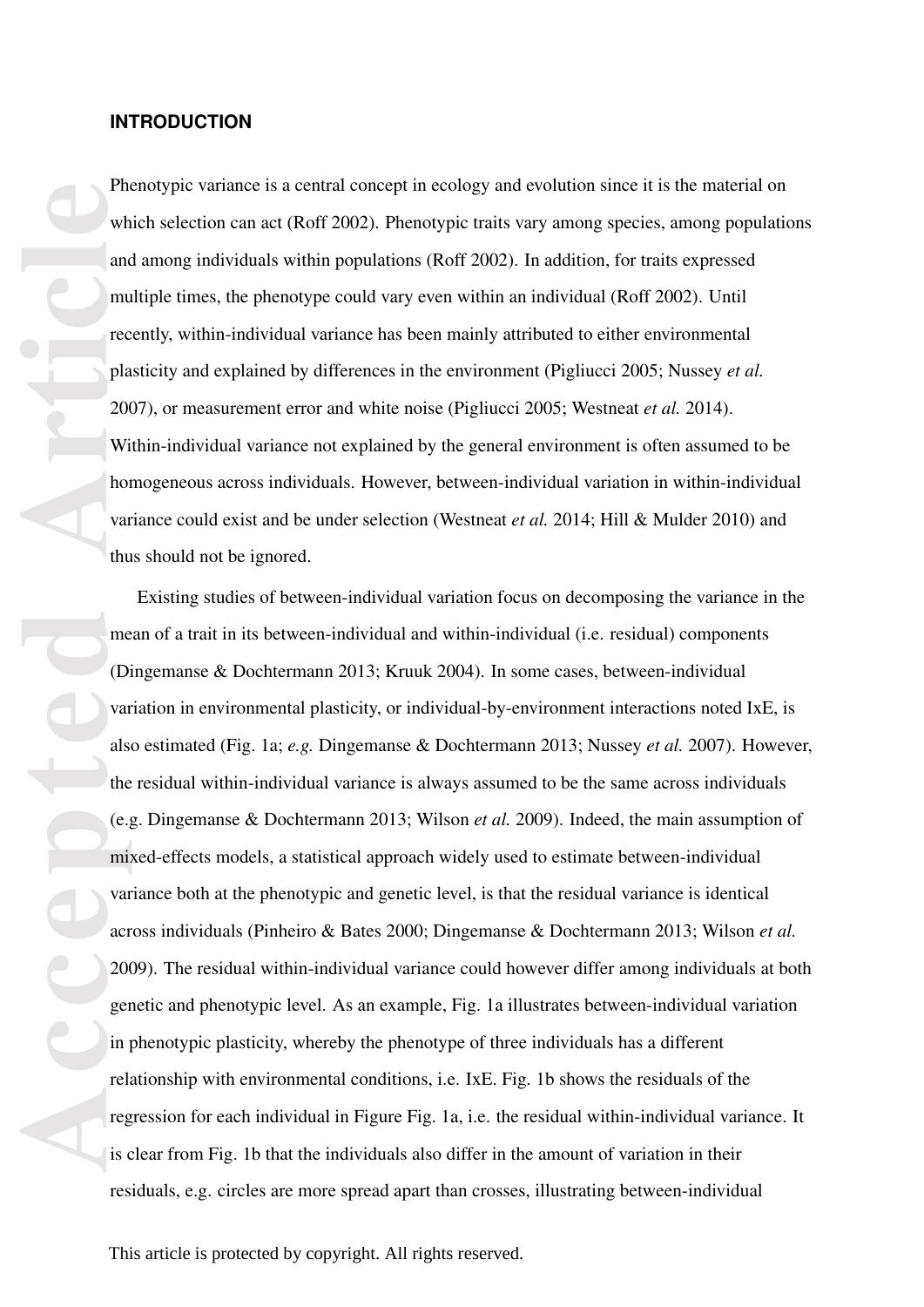## INTRODUCTION

Phenotypic variance is a central concept in ecology and evolution since it is the material on which selection can act (Roff 2002). Phenotypic traits vary among species, among populations and among individuals within populations (Roff 2002). In addition, for traits expressed multiple times, the phenotype could vary even within an individual (Roff 2002). Until recently, within-individual variance has been mainly attributed to either environmental plasticity and explained by differences in the environment (Pigliucci 2005; Nussey *et al.* 2007), or measurement error and white noise (Pigliucci 2005; Westneat *et al.* 2014). Within-individual variance not explained by the general environment is often assumed to be homogeneous across individuals. However, between-individual variation in within-individual variance could exist and be under selection (Westneat *et al.* 2014; Hill & Mulder 2010) and thus should not be ignored.

Existing studies of between-individual variation focus on decomposing the variance in the mean of a trait in its between-individual and within-individual (i.e. residual) components (Dingemanse & Dochtermann 2013; Kruuk 2004). In some cases, between-individual variation in environmental plasticity, or individual-by-environment interactions noted IxE, is also estimated (Fig. 1a; *e.g.* Dingemanse & Dochtermann 2013; Nussey *et al.* 2007). However, the residual within-individual variance is always assumed to be the same across individuals (e.g. Dingemanse & Dochtermann 2013; Wilson *et al.* 2009). Indeed, the main assumption of mixed-effects models, a statistical approach widely used to estimate between-individual variance both at the phenotypic and genetic level, is that the residual variance is identical across individuals (Pinheiro & Bates 2000; Dingemanse & Dochtermann 2013; Wilson *et al.* 2009). The residual within-individual variance could however differ among individuals at both genetic and phenotypic level. As an example, Fig. 1a illustrates between-individual variation in phenotypic plasticity, whereby the phenotype of three individuals has a different relationship with environmental conditions, i.e. IxE. Fig. 1b shows the residuals of the regression for each individual in Figure Fig. 1a, i.e. the residual within-individual variance. It is clear from Fig. 1b that the individuals also differ in the amount of variation in their residuals, e.g. circles are more spread apart than crosses, illustrating between-individual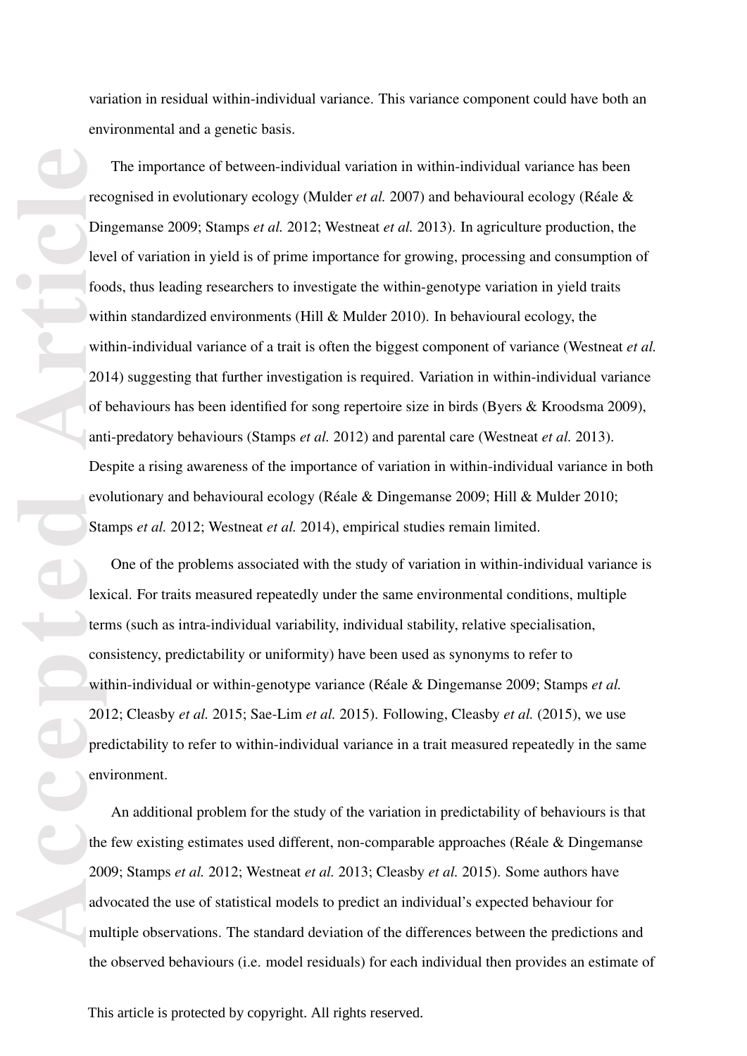variation in residual within-individual variance. This variance component could have both an environmental and a genetic basis.

The importance of between-individual variation in within-individual variance has been recognised in evolutionary ecology (Mulder *et al.* 2007) and behavioural ecology (Réale & Dingemanse 2009; Stamps *et al.* 2012; Westneat *et al.* 2013). In agriculture production, the level of variation in yield is of prime importance for growing, processing and consumption of foods, thus leading researchers to investigate the within-genotype variation in yield traits within standardized environments (Hill & Mulder 2010). In behavioural ecology, the within-individual variance of a trait is often the biggest component of variance (Westneat *et al.* 2014) suggesting that further investigation is required. Variation in within-individual variance of behaviours has been identified for song repertoire size in birds (Byers & Kroodsma 2009), anti-predatory behaviours (Stamps *et al.* 2012) and parental care (Westneat *et al.* 2013). Despite a rising awareness of the importance of variation in within-individual variance in both evolutionary and behavioural ecology (Réale & Dingemanse 2009; Hill & Mulder 2010; Stamps *et al.* 2012; Westneat *et al.* 2014), empirical studies remain limited.

One of the problems associated with the study of variation in within-individual variance is lexical. For traits measured repeatedly under the same environmental conditions, multiple terms (such as intra-individual variability, individual stability, relative specialisation, consistency, predictability or uniformity) have been used as synonyms to refer to within-individual or within-genotype variance (Réale & Dingemanse 2009; Stamps *et al.* 2012; Cleasby *et al.* 2015; Sae-Lim *et al.* 2015). Following, Cleasby *et al.* (2015), we use predictability to refer to within-individual variance in a trait measured repeatedly in the same environment.

An additional problem for the study of the variation in predictability of behaviours is that the few existing estimates used different, non-comparable approaches (Réale & Dingemanse 2009; Stamps *et al.* 2012; Westneat *et al.* 2013; Cleasby *et al.* 2015). Some authors have advocated the use of statistical models to predict an individual's expected behaviour for multiple observations. The standard deviation of the differences between the predictions and the observed behaviours (i.e. model residuals) for each individual then provides an estimate of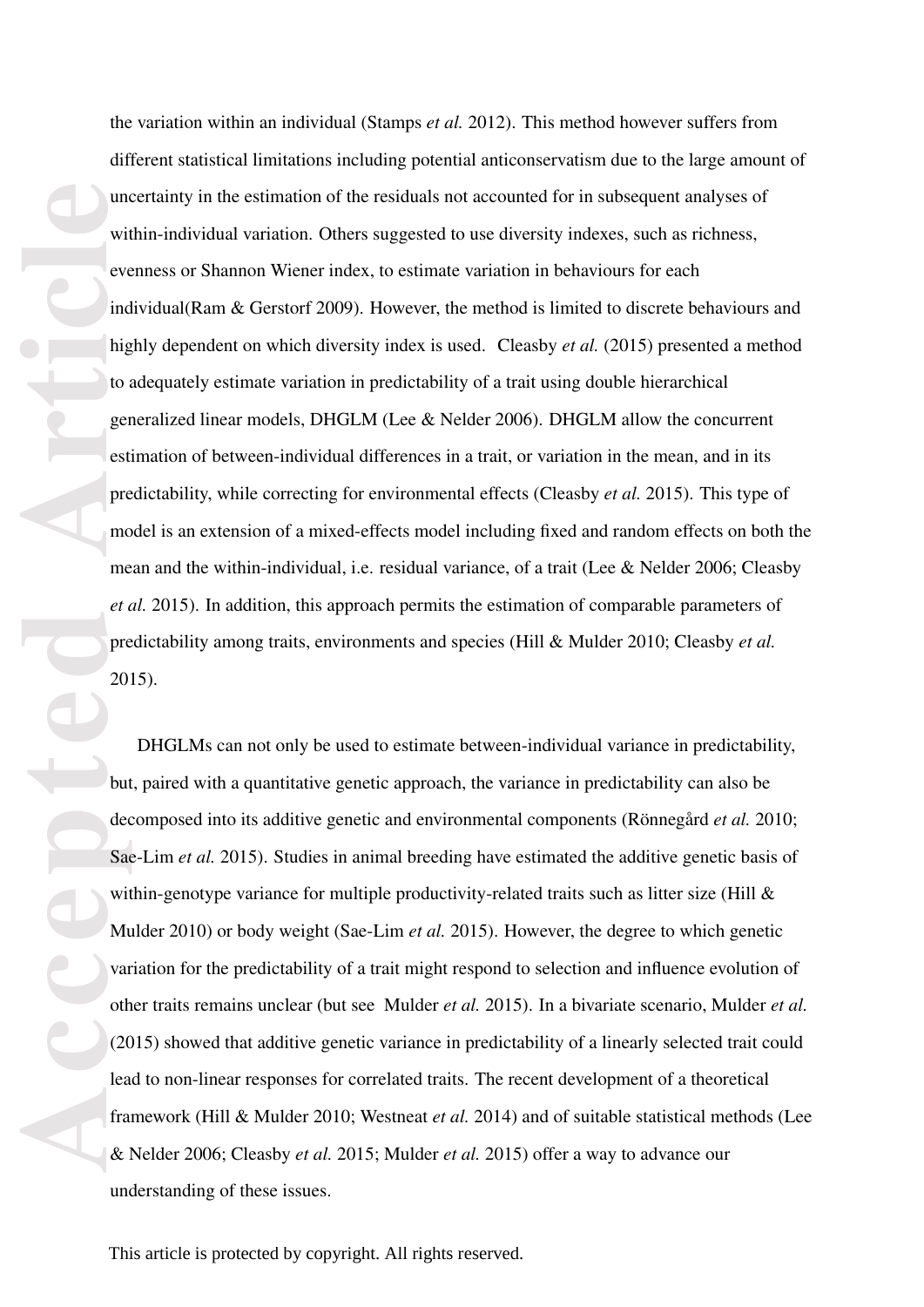the variation within an individual (Stamps *et al.* 2012). This method however suffers from different statistical limitations including potential anticonservatism due to the large amount of uncertainty in the estimation of the residuals not accounted for in subsequent analyses of within-individual variation. Others suggested to use diversity indexes, such as richness, evenness or Shannon Wiener index, to estimate variation in behaviours for each individual(Ram & Gerstorf 2009). However, the method is limited to discrete behaviours and highly dependent on which diversity index is used. Cleasby *et al.* (2015) presented a method to adequately estimate variation in predictability of a trait using double hierarchical generalized linear models, DHGLM (Lee & Nelder 2006). DHGLM allow the concurrent estimation of between-individual differences in a trait, or variation in the mean, and in its predictability, while correcting for environmental effects (Cleasby *et al.* 2015). This type of model is an extension of a mixed-effects model including fixed and random effects on both the mean and the within-individual, i.e. residual variance, of a trait (Lee & Nelder 2006; Cleasby *et al.* 2015). In addition, this approach permits the estimation of comparable parameters of predictability among traits, environments and species (Hill & Mulder 2010; Cleasby *et al.* 2015).

DHGLMs can not only be used to estimate between-individual variance in predictability, but, paired with a quantitative genetic approach, the variance in predictability can also be decomposed into its additive genetic and environmental components (Rönnegård *et al.* 2010; Sae-Lim *et al.* 2015). Studies in animal breeding have estimated the additive genetic basis of within-genotype variance for multiple productivity-related traits such as litter size (Hill & Mulder 2010) or body weight (Sae-Lim *et al.* 2015). However, the degree to which genetic variation for the predictability of a trait might respond to selection and influence evolution of other traits remains unclear (but see Mulder *et al.* 2015). In a bivariate scenario, Mulder *et al.* (2015) showed that additive genetic variance in predictability of a linearly selected trait could lead to non-linear responses for correlated traits. The recent development of a theoretical framework (Hill & Mulder 2010; Westneat *et al.* 2014) and of suitable statistical methods (Lee & Nelder 2006; Cleasby *et al.* 2015; Mulder *et al.* 2015) offer a way to advance our understanding of these issues.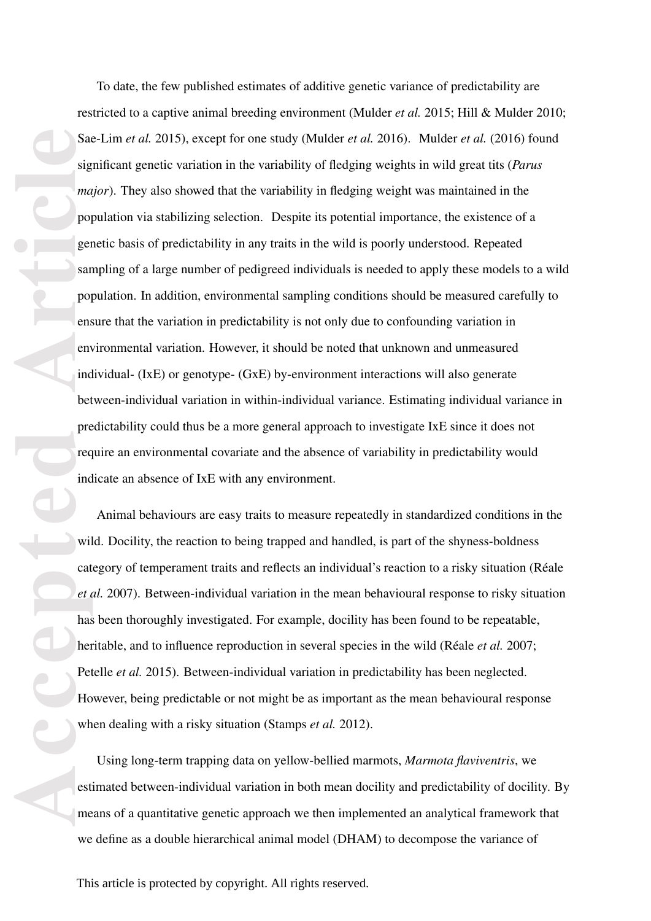To date, the few published estimates of additive genetic variance of predictability are restricted to a captive animal breeding environment (Mulder *et al.* 2015; Hill & Mulder 2010; Sae-Lim *et al.* 2015), except for one study (Mulder *et al.* 2016). Mulder *et al.* (2016) found significant genetic variation in the variability of fledging weights in wild great tits (*Parus major*). They also showed that the variability in fledging weight was maintained in the population via stabilizing selection. Despite its potential importance, the existence of a genetic basis of predictability in any traits in the wild is poorly understood. Repeated sampling of a large number of pedigreed individuals is needed to apply these models to a wild population. In addition, environmental sampling conditions should be measured carefully to ensure that the variation in predictability is not only due to confounding variation in environmental variation. However, it should be noted that unknown and unmeasured individual- (IxE) or genotype- (GxE) by-environment interactions will also generate between-individual variation in within-individual variance. Estimating individual variance in predictability could thus be a more general approach to investigate IxE since it does not require an environmental covariate and the absence of variability in predictability would indicate an absence of IxE with any environment.

Animal behaviours are easy traits to measure repeatedly in standardized conditions in the wild. Docility, the reaction to being trapped and handled, is part of the shyness-boldness category of temperament traits and reflects an individual's reaction to a risky situation (Réale *et al.* 2007). Between-individual variation in the mean behavioural response to risky situation has been thoroughly investigated. For example, docility has been found to be repeatable, heritable, and to influence reproduction in several species in the wild (Réale *et al.* 2007; Petelle *et al.* 2015). Between-individual variation in predictability has been neglected. However, being predictable or not might be as important as the mean behavioural response when dealing with a risky situation (Stamps *et al.* 2012).

Using long-term trapping data on yellow-bellied marmots, *Marmota flaviventris*, we estimated between-individual variation in both mean docility and predictability of docility. By means of a quantitative genetic approach we then implemented an analytical framework that we define as a double hierarchical animal model (DHAM) to decompose the variance of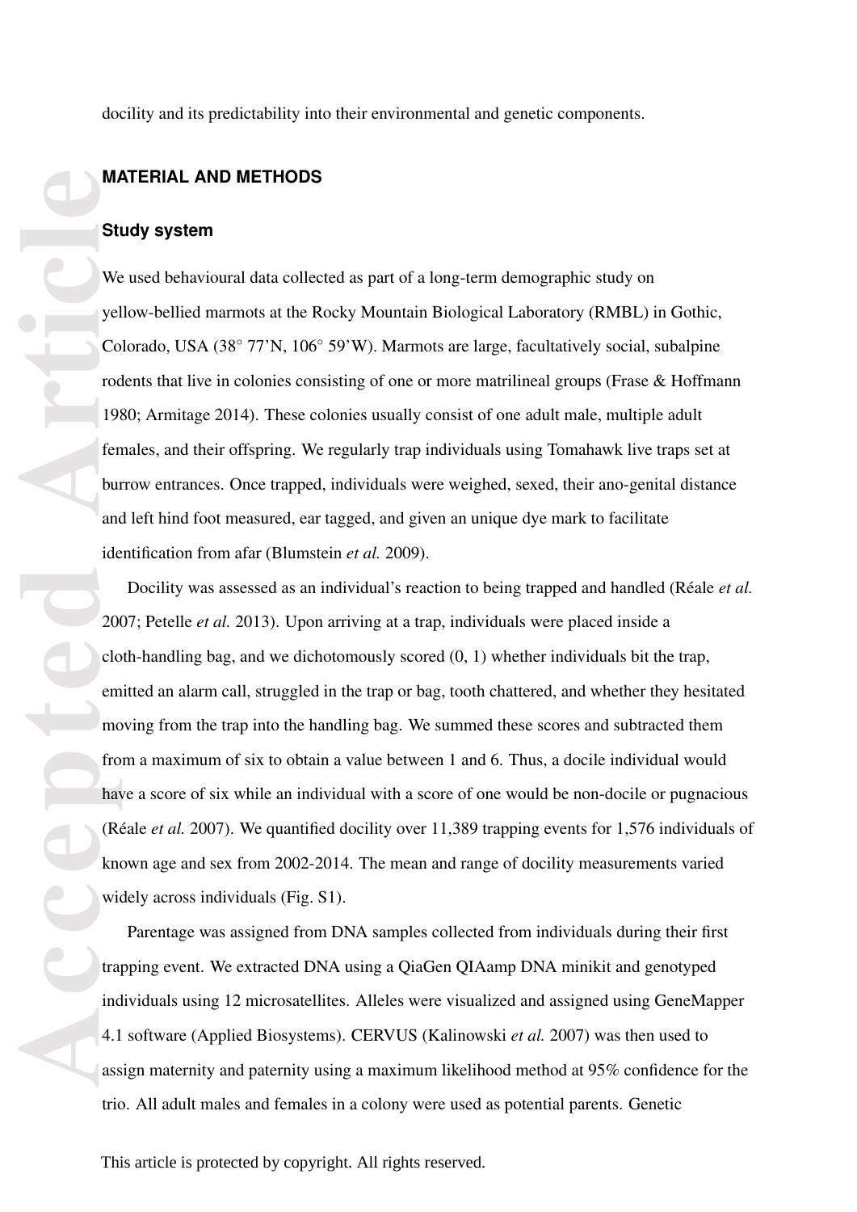docility and its predictability into their environmental and genetic components.

## MATERIAL AND METHODS

### Study system

We used behavioural data collected as part of a long-term demographic study on yellow-bellied marmots at the Rocky Mountain Biological Laboratory (RMBL) in Gothic, Colorado, USA (38° 77'N, 106° 59'W). Marmots are large, facultatively social, subalpine rodents that live in colonies consisting of one or more matrilineal groups (Frase & Hoffmann 1980; Armitage 2014). These colonies usually consist of one adult male, multiple adult females, and their offspring. We regularly trap individuals using Tomahawk live traps set at burrow entrances. Once trapped, individuals were weighed, sexed, their ano-genital distance and left hind foot measured, ear tagged, and given an unique dye mark to facilitate identification from afar (Blumstein *et al.* 2009).

Docility was assessed as an individual's reaction to being trapped and handled (Réale *et al.* 2007; Petelle *et al.* 2013). Upon arriving at a trap, individuals were placed inside a cloth-handling bag, and we dichotomously scored (0, 1) whether individuals bit the trap, emitted an alarm call, struggled in the trap or bag, tooth chattered, and whether they hesitated moving from the trap into the handling bag. We summed these scores and subtracted them from a maximum of six to obtain a value between 1 and 6. Thus, a docile individual would have a score of six while an individual with a score of one would be non-docile or pugnacious (Réale *et al.* 2007). We quantified docility over 11,389 trapping events for 1,576 individuals of known age and sex from 2002-2014. The mean and range of docility measurements varied widely across individuals (Fig. S1).

Parentage was assigned from DNA samples collected from individuals during their first trapping event. We extracted DNA using a QiaGen QIAamp DNA minikit and genotyped individuals using 12 microsatellites. Alleles were visualized and assigned using GeneMapper 4.1 software (Applied Biosystems). CERVUS (Kalinowski *et al.* 2007) was then used to assign maternity and paternity using a maximum likelihood method at 95% confidence for the trio. All adult males and females in a colony were used as potential parents. Genetic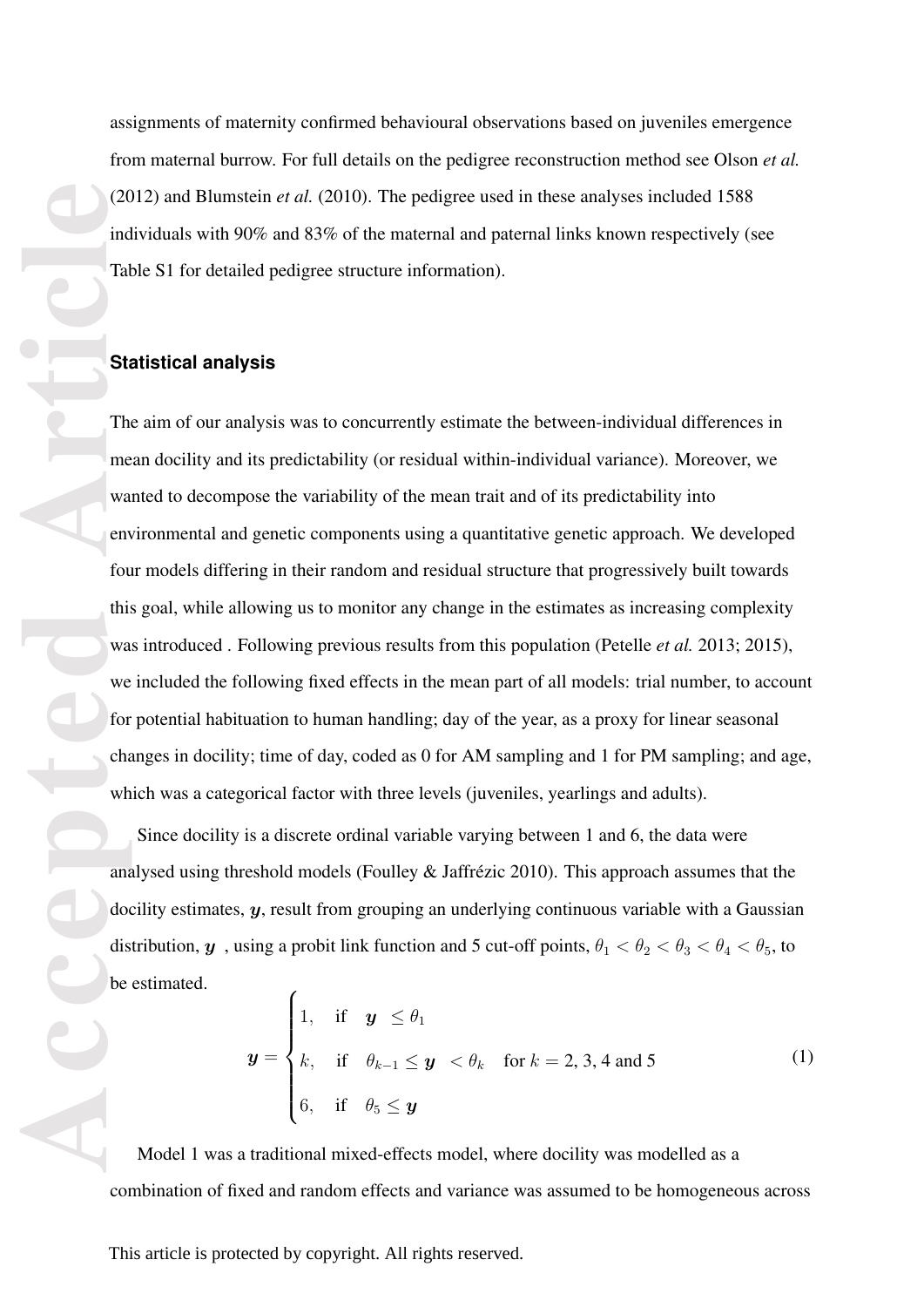assignments of maternity confirmed behavioural observations based on juveniles emergence from maternal burrow. For full details on the pedigree reconstruction method see Olson *et al.* (2012) and Blumstein *et al.* (2010). The pedigree used in these analyses included 1588 individuals with 90% and 83% of the maternal and paternal links known respectively (see Table S1 for detailed pedigree structure information).

## Statistical analysis

The aim of our analysis was to concurrently estimate the between-individual differences in mean docility and its predictability (or residual within-individual variance). Moreover, we wanted to decompose the variability of the mean trait and of its predictability into environmental and genetic components using a quantitative genetic approach. We developed four models differing in their random and residual structure that progressively built towards this goal, while allowing us to monitor any change in the estimates as increasing complexity was introduced . Following previous results from this population (Petelle *et al.* 2013; 2015), we included the following fixed effects in the mean part of all models: trial number, to account for potential habituation to human handling; day of the year, as a proxy for linear seasonal changes in docility; time of day, coded as 0 for AM sampling and 1 for PM sampling; and age, which was a categorical factor with three levels (juveniles, yearlings and adults).

Since docility is a discrete ordinal variable varying between 1 and 6, the data were analysed using threshold models (Foulley & Jaffrézic 2010). This approach assumes that the docility estimates, $\boldsymbol{y}$, result from grouping an underlying continuous variable with a Gaussian distribution, $\boldsymbol{y}$ , using a probit link function and 5 cut-off points, $\theta_1 < \theta_2 < \theta_3 < \theta_4 < \theta_5$, to be estimated.

$$\boldsymbol{y} = \begin{cases} 1, & \text{if} \quad \boldsymbol{y} \ \leq \theta_1 \\ k, & \text{if} \quad \theta_{k-1} \leq \boldsymbol{y} \ < \theta_k \quad \text{for } k = 2, 3, 4 \text{ and } 5 \\ 6, & \text{if} \quad \theta_5 \leq \boldsymbol{y} \end{cases} \tag{1}$$

Model 1 was a traditional mixed-effects model, where docility was modelled as a combination of fixed and random effects and variance was assumed to be homogeneous across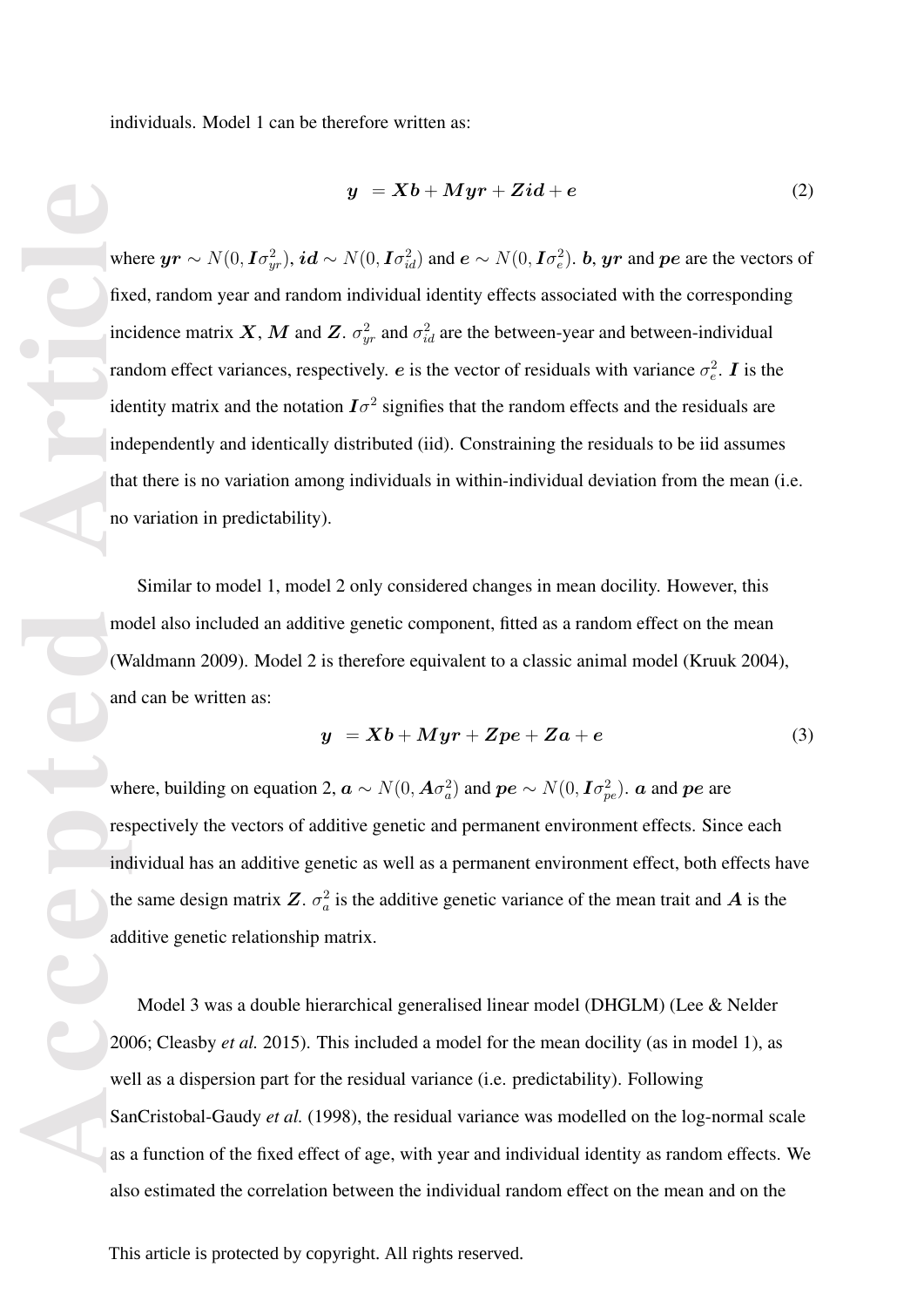individuals. Model 1 can be therefore written as:

$$\boldsymbol{y} \ = \boldsymbol{X}\boldsymbol{b} + \boldsymbol{M}\boldsymbol{yr} + \boldsymbol{Z}\boldsymbol{id} + \boldsymbol{e} \tag{2}$$

where $\boldsymbol{yr} \sim N(0, \boldsymbol{I}\sigma^2_{yr})$, $\boldsymbol{id} \sim N(0, \boldsymbol{I}\sigma^2_{id})$ and $\boldsymbol{e} \sim N(0, \boldsymbol{I}\sigma^2_{e})$. $\boldsymbol{b}$, $\boldsymbol{yr}$ and $\boldsymbol{pe}$ are the vectors of fixed, random year and random individual identity effects associated with the corresponding incidence matrix $\boldsymbol{X}$, $\boldsymbol{M}$ and $\boldsymbol{Z}$. $\sigma^2_{yr}$ and $\sigma^2_{id}$ are the between-year and between-individual random effect variances, respectively. $\boldsymbol{e}$ is the vector of residuals with variance $\sigma^2_e$. $\boldsymbol{I}$ is the identity matrix and the notation $\boldsymbol{I}\sigma^2$ signifies that the random effects and the residuals are independently and identically distributed (iid). Constraining the residuals to be iid assumes that there is no variation among individuals in within-individual deviation from the mean (i.e. no variation in predictability).

Similar to model 1, model 2 only considered changes in mean docility. However, this model also included an additive genetic component, fitted as a random effect on the mean (Waldmann 2009). Model 2 is therefore equivalent to a classic animal model (Kruuk 2004), and can be written as:

$$\boldsymbol{y} \ = \boldsymbol{X}\boldsymbol{b} + \boldsymbol{M}\boldsymbol{yr} + \boldsymbol{Z}\boldsymbol{pe} + \boldsymbol{Z}\boldsymbol{a} + \boldsymbol{e} \tag{3}$$

where, building on equation 2, $\boldsymbol{a} \sim N(0, \boldsymbol{A}\sigma^2_a)$ and $\boldsymbol{pe} \sim N(0, \boldsymbol{I}\sigma^2_{pe})$. $\boldsymbol{a}$ and $\boldsymbol{pe}$ are respectively the vectors of additive genetic and permanent environment effects. Since each individual has an additive genetic as well as a permanent environment effect, both effects have the same design matrix $\boldsymbol{Z}$. $\sigma^2_a$ is the additive genetic variance of the mean trait and $\boldsymbol{A}$ is the additive genetic relationship matrix.

Model 3 was a double hierarchical generalised linear model (DHGLM) (Lee & Nelder 2006; Cleasby *et al.* 2015). This included a model for the mean docility (as in model 1), as well as a dispersion part for the residual variance (i.e. predictability). Following SanCristobal-Gaudy *et al.* (1998), the residual variance was modelled on the log-normal scale as a function of the fixed effect of age, with year and individual identity as random effects. We also estimated the correlation between the individual random effect on the mean and on the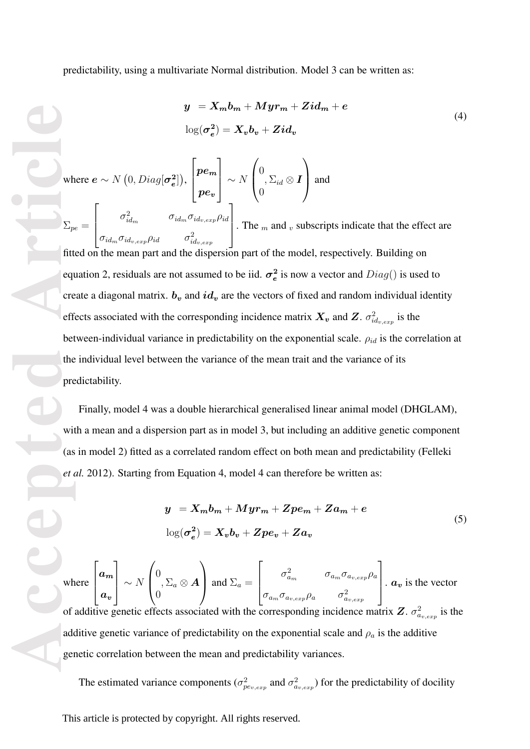predictability, using a multivariate Normal distribution. Model 3 can be written as:

$$
\begin{aligned}
\boldsymbol{y} &= \boldsymbol{X_m b_m} + \boldsymbol{Myr_m} + \boldsymbol{Zid_m} + \boldsymbol{e} \\
\log(\boldsymbol{\sigma_e^2}) &= \boldsymbol{X_v b_v} + \boldsymbol{Zid_v}
\end{aligned}
\tag{4}
$$

where $\boldsymbol{e} \sim N\left(0, Diag[\boldsymbol{\sigma_e^2}]\right)$, $\begin{bmatrix} \boldsymbol{pe_m} \\ \boldsymbol{pe_v} \end{bmatrix} \sim N\left(\begin{matrix} 0 \\ 0 \end{matrix}, \Sigma_{id} \otimes \boldsymbol{I}\right)$ and $\Sigma_{pe} = \begin{bmatrix} \sigma^2_{id_m} & \sigma_{id_m}\sigma_{id_{v,exp}}\rho_{id} \\ \sigma_{id_m}\sigma_{id_{v,exp}}\rho_{id} & \sigma^2_{id_{v,exp}} \end{bmatrix}$. The $_m$ and $_v$ subscripts indicate that the effect are fitted on the mean part and the dispersion part of the model, respectively. Building on equation 2, residuals are not assumed to be iid. $\boldsymbol{\sigma_e^2}$ is now a vector and $Diag()$ is used to create a diagonal matrix. $\boldsymbol{b_v}$ and $\boldsymbol{id_v}$ are the vectors of fixed and random individual identity effects associated with the corresponding incidence matrix $\boldsymbol{X_v}$ and $\boldsymbol{Z}$. $\sigma^2_{id_{v,exp}}$ is the between-individual variance in predictability on the exponential scale. $\rho_{id}$ is the correlation at the individual level between the variance of the mean trait and the variance of its predictability.

Finally, model 4 was a double hierarchical generalised linear animal model (DHGLAM), with a mean and a dispersion part as in model 3, but including an additive genetic component (as in model 2) fitted as a correlated random effect on both mean and predictability (Felleki *et al.* 2012). Starting from Equation 4, model 4 can therefore be written as:

$$
\begin{aligned}
\boldsymbol{y} &= \boldsymbol{X_m b_m} + \boldsymbol{Myr_m} + \boldsymbol{Zpe_m} + \boldsymbol{Za_m} + \boldsymbol{e} \\
\log(\boldsymbol{\sigma_e^2}) &= \boldsymbol{X_v b_v} + \boldsymbol{Zpe_v} + \boldsymbol{Za_v}
\end{aligned}
\tag{5}
$$

where $\begin{bmatrix} \boldsymbol{a_m} \\ \boldsymbol{a_v} \end{bmatrix} \sim N\left(\begin{matrix} 0 \\ 0 \end{matrix}, \Sigma_a \otimes \boldsymbol{A}\right)$ and $\Sigma_a = \begin{bmatrix} \sigma^2_{a_m} & \sigma_{a_m}\sigma_{a_{v,exp}}\rho_a \\ \sigma_{a_m}\sigma_{a_{v,exp}}\rho_a & \sigma^2_{a_{v,exp}} \end{bmatrix}$. $\boldsymbol{a_v}$ is the vector of additive genetic effects associated with the corresponding incidence matrix $\boldsymbol{Z}$. $\sigma^2_{a_{v,exp}}$ is the additive genetic variance of predictability on the exponential scale and $\rho_a$ is the additive genetic correlation between the mean and predictability variances.

The estimated variance components ($\sigma^2_{pe_{v,exp}}$ and $\sigma^2_{a_{v,exp}}$) for the predictability of docility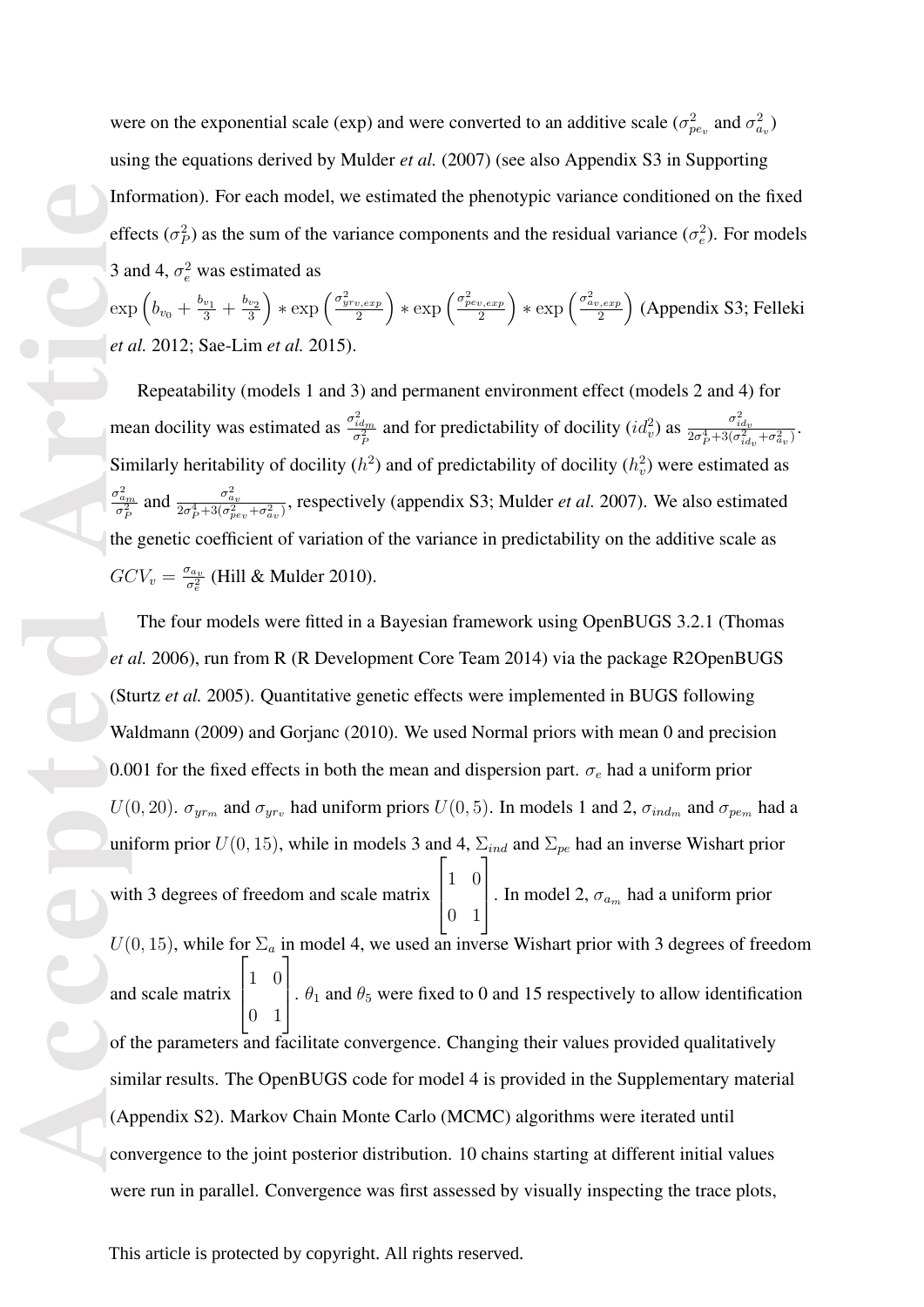were on the exponential scale (exp) and were converted to an additive scale ($\sigma^2_{pe_v}$ and $\sigma^2_{a_v}$) using the equations derived by Mulder *et al.* (2007) (see also Appendix S3 in Supporting Information). For each model, we estimated the phenotypic variance conditioned on the fixed effects ($\sigma^2_P$) as the sum of the variance components and the residual variance ($\sigma^2_e$). For models 3 and 4, $\sigma^2_e$ was estimated as $\exp\left(b_{v_0} + \frac{b_{v_1}}{3} + \frac{b_{v_2}}{3}\right) * \exp\left(\frac{\sigma^2_{yrv,exp}}{2}\right) * \exp\left(\frac{\sigma^2_{pev,exp}}{2}\right) * \exp\left(\frac{\sigma^2_{av,exp}}{2}\right)$ (Appendix S3; Felleki *et al.* 2012; Sae-Lim *et al.* 2015).

Repeatability (models 1 and 3) and permanent environment effect (models 2 and 4) for mean docility was estimated as $\frac{\sigma^2_{id_m}}{\sigma^2_P}$ and for predictability of docility ($id^2_v$) as $\frac{\sigma^2_{id_v}}{2\sigma^4_P+3(\sigma^2_{id_v}+\sigma^2_{a_v})}$. Similarly heritability of docility ($h^2$) and of predictability of docility ($h^2_v$) were estimated as $\frac{\sigma^2_{a_m}}{\sigma^2_P}$ and $\frac{\sigma^2_{a_v}}{2\sigma^4_P+3(\sigma^2_{pe_v}+\sigma^2_{a_v})}$, respectively (appendix S3; Mulder *et al.* 2007). We also estimated the genetic coefficient of variation of the variance in predictability on the additive scale as $GCV_v = \frac{\sigma_{a_v}}{\sigma^2_e}$ (Hill & Mulder 2010).

The four models were fitted in a Bayesian framework using OpenBUGS 3.2.1 (Thomas *et al.* 2006), run from R (R Development Core Team 2014) via the package R2OpenBUGS (Sturtz *et al.* 2005). Quantitative genetic effects were implemented in BUGS following Waldmann (2009) and Gorjanc (2010). We used Normal priors with mean 0 and precision 0.001 for the fixed effects in both the mean and dispersion part. $\sigma_e$ had a uniform prior $U(0, 20)$. $\sigma_{yr_m}$ and $\sigma_{yr_v}$ had uniform priors $U(0, 5)$. In models 1 and 2, $\sigma_{ind_m}$ and $\sigma_{pe_m}$ had a uniform prior $U(0, 15)$, while in models 3 and 4, $\Sigma_{ind}$ and $\Sigma_{pe}$ had an inverse Wishart prior with 3 degrees of freedom and scale matrix $\begin{bmatrix} 1 & 0 \\ 0 & 1 \end{bmatrix}$. In model 2, $\sigma_{a_m}$ had a uniform prior $U(0, 15)$, while for $\Sigma_a$ in model 4, we used an inverse Wishart prior with 3 degrees of freedom and scale matrix $\begin{bmatrix} 1 & 0 \\ 0 & 1 \end{bmatrix}$. $\theta_1$ and $\theta_5$ were fixed to 0 and 15 respectively to allow identification of the parameters and facilitate convergence. Changing their values provided qualitatively similar results. The OpenBUGS code for model 4 is provided in the Supplementary material (Appendix S2). Markov Chain Monte Carlo (MCMC) algorithms were iterated until convergence to the joint posterior distribution. 10 chains starting at different initial values were run in parallel. Convergence was first assessed by visually inspecting the trace plots,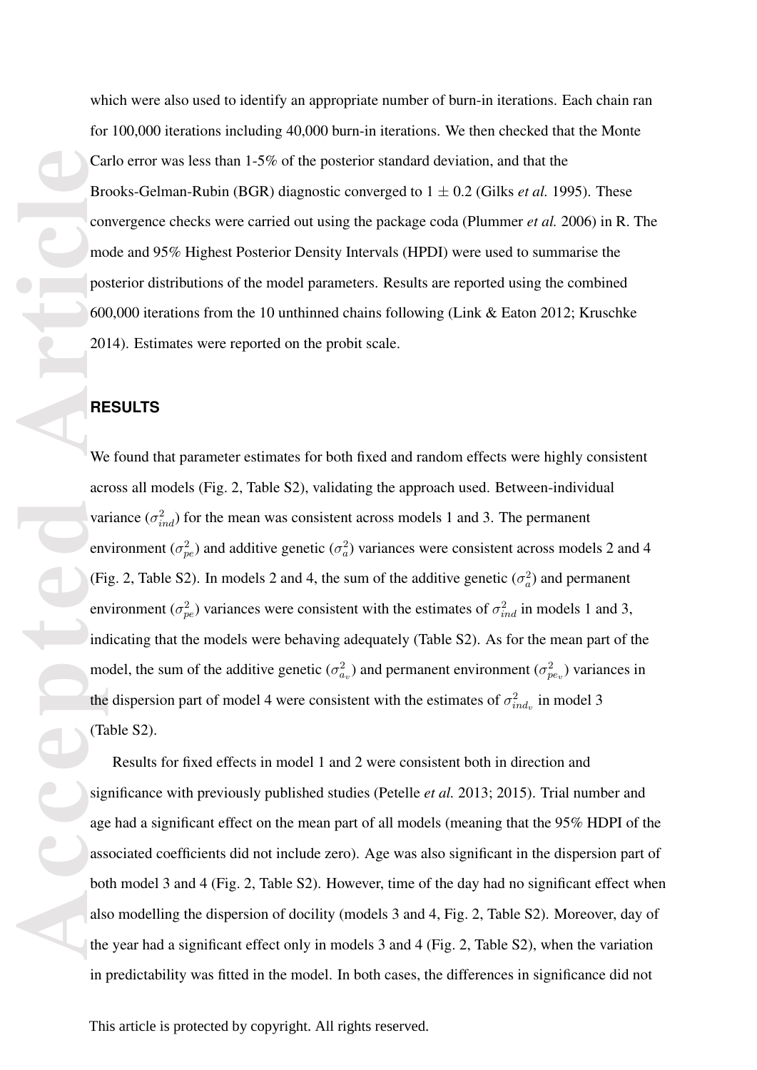which were also used to identify an appropriate number of burn-in iterations. Each chain ran for 100,000 iterations including 40,000 burn-in iterations. We then checked that the Monte Carlo error was less than 1-5% of the posterior standard deviation, and that the Brooks-Gelman-Rubin (BGR) diagnostic converged to $1 \pm 0.2$ (Gilks *et al.* 1995). These convergence checks were carried out using the package coda (Plummer *et al.* 2006) in R. The mode and 95% Highest Posterior Density Intervals (HPDI) were used to summarise the posterior distributions of the model parameters. Results are reported using the combined 600,000 iterations from the 10 unthinned chains following (Link & Eaton 2012; Kruschke 2014). Estimates were reported on the probit scale.

## RESULTS

We found that parameter estimates for both fixed and random effects were highly consistent across all models (Fig. 2, Table S2), validating the approach used. Between-individual variance ($\sigma^2_{ind}$) for the mean was consistent across models 1 and 3. The permanent environment ($\sigma^2_{pe}$) and additive genetic ($\sigma^2_{a}$) variances were consistent across models 2 and 4 (Fig. 2, Table S2). In models 2 and 4, the sum of the additive genetic ($\sigma^2_{a}$) and permanent environment ($\sigma^2_{pe}$) variances were consistent with the estimates of $\sigma^2_{ind}$ in models 1 and 3, indicating that the models were behaving adequately (Table S2). As for the mean part of the model, the sum of the additive genetic ($\sigma^2_{a_v}$) and permanent environment ($\sigma^2_{pe_v}$) variances in the dispersion part of model 4 were consistent with the estimates of $\sigma^2_{ind_v}$ in model 3 (Table S2).

Results for fixed effects in model 1 and 2 were consistent both in direction and significance with previously published studies (Petelle *et al.* 2013; 2015). Trial number and age had a significant effect on the mean part of all models (meaning that the 95% HDPI of the associated coefficients did not include zero). Age was also significant in the dispersion part of both model 3 and 4 (Fig. 2, Table S2). However, time of the day had no significant effect when also modelling the dispersion of docility (models 3 and 4, Fig. 2, Table S2). Moreover, day of the year had a significant effect only in models 3 and 4 (Fig. 2, Table S2), when the variation in predictability was fitted in the model. In both cases, the differences in significance did not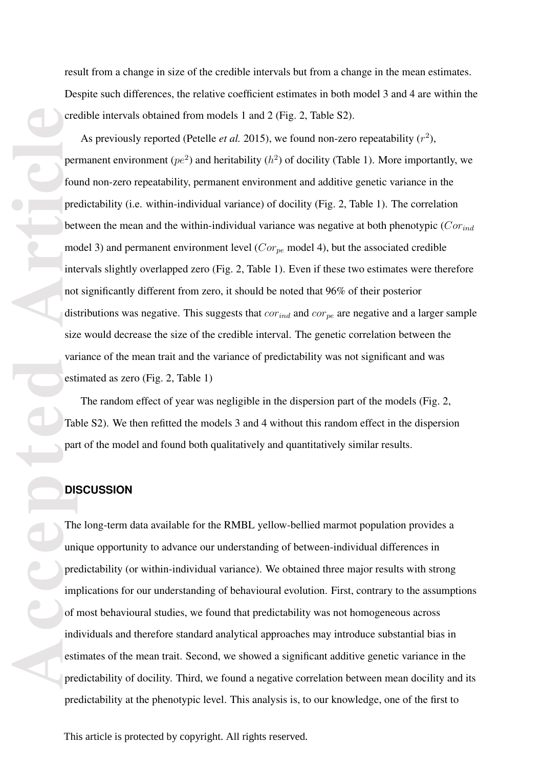result from a change in size of the credible intervals but from a change in the mean estimates. Despite such differences, the relative coefficient estimates in both model 3 and 4 are within the credible intervals obtained from models 1 and 2 (Fig. 2, Table S2).

As previously reported (Petelle *et al.* 2015), we found non-zero repeatability ($r^2$), permanent environment ($pe^2$) and heritability ($h^2$) of docility (Table 1). More importantly, we found non-zero repeatability, permanent environment and additive genetic variance in the predictability (i.e. within-individual variance) of docility (Fig. 2, Table 1). The correlation between the mean and the within-individual variance was negative at both phenotypic ($Cor_{ind}$ model 3) and permanent environment level ($Cor_{pe}$ model 4), but the associated credible intervals slightly overlapped zero (Fig. 2, Table 1). Even if these two estimates were therefore not significantly different from zero, it should be noted that 96% of their posterior distributions was negative. This suggests that $cor_{ind}$ and $cor_{pe}$ are negative and a larger sample size would decrease the size of the credible interval. The genetic correlation between the variance of the mean trait and the variance of predictability was not significant and was estimated as zero (Fig. 2, Table 1)

The random effect of year was negligible in the dispersion part of the models (Fig. 2, Table S2). We then refitted the models 3 and 4 without this random effect in the dispersion part of the model and found both qualitatively and quantitatively similar results.

## DISCUSSION

The long-term data available for the RMBL yellow-bellied marmot population provides a unique opportunity to advance our understanding of between-individual differences in predictability (or within-individual variance). We obtained three major results with strong implications for our understanding of behavioural evolution. First, contrary to the assumptions of most behavioural studies, we found that predictability was not homogeneous across individuals and therefore standard analytical approaches may introduce substantial bias in estimates of the mean trait. Second, we showed a significant additive genetic variance in the predictability of docility. Third, we found a negative correlation between mean docility and its predictability at the phenotypic level. This analysis is, to our knowledge, one of the first to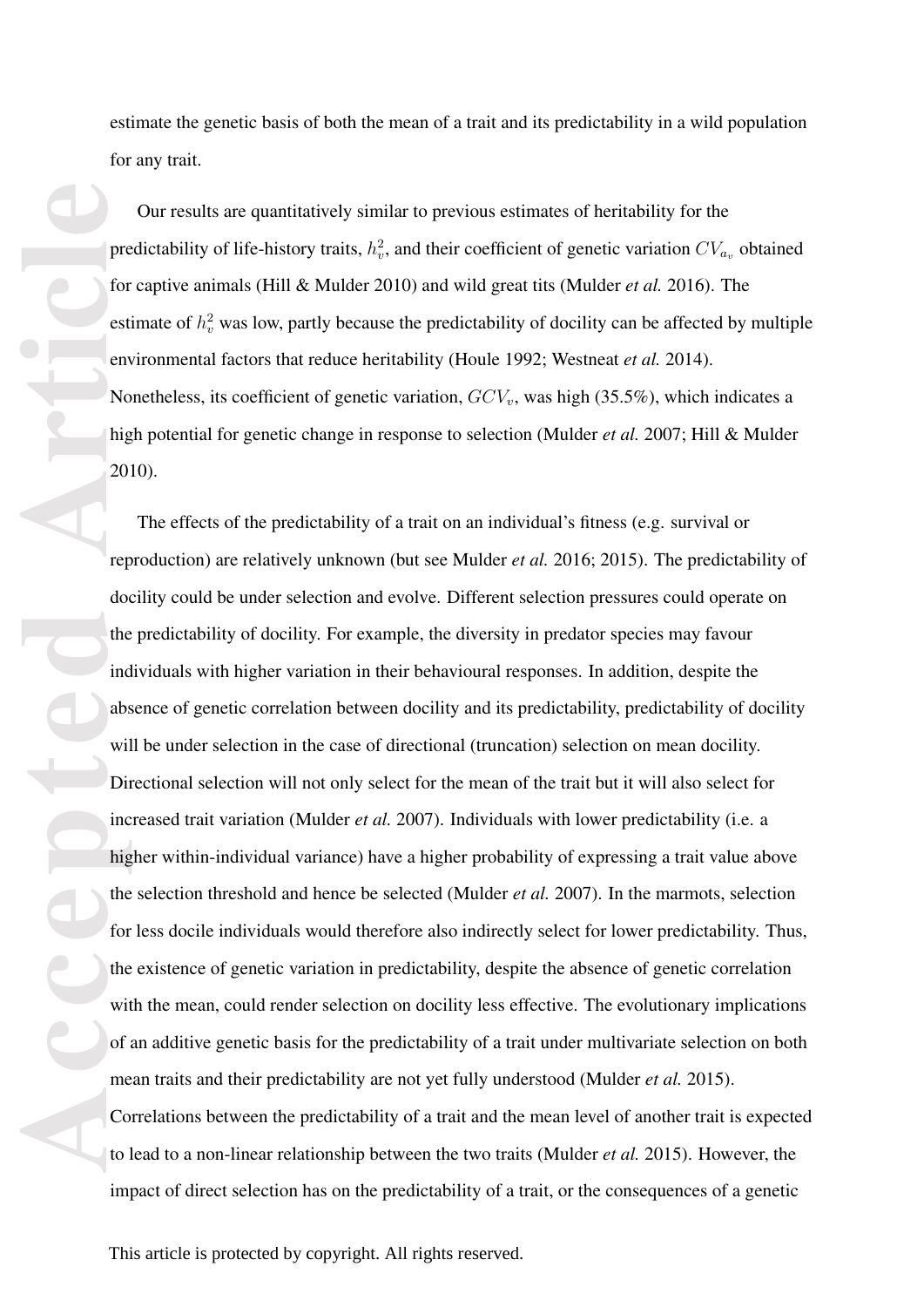estimate the genetic basis of both the mean of a trait and its predictability in a wild population for any trait.

Our results are quantitatively similar to previous estimates of heritability for the predictability of life-history traits, $h_v^2$, and their coefficient of genetic variation $CV_{a_v}$ obtained for captive animals (Hill & Mulder 2010) and wild great tits (Mulder *et al.* 2016). The estimate of $h_v^2$ was low, partly because the predictability of docility can be affected by multiple environmental factors that reduce heritability (Houle 1992; Westneat *et al.* 2014). Nonetheless, its coefficient of genetic variation, $GCV_v$, was high (35.5%), which indicates a high potential for genetic change in response to selection (Mulder *et al.* 2007; Hill & Mulder 2010).

The effects of the predictability of a trait on an individual's fitness (e.g. survival or reproduction) are relatively unknown (but see Mulder *et al.* 2016; 2015). The predictability of docility could be under selection and evolve. Different selection pressures could operate on the predictability of docility. For example, the diversity in predator species may favour individuals with higher variation in their behavioural responses. In addition, despite the absence of genetic correlation between docility and its predictability, predictability of docility will be under selection in the case of directional (truncation) selection on mean docility. Directional selection will not only select for the mean of the trait but it will also select for increased trait variation (Mulder *et al.* 2007). Individuals with lower predictability (i.e. a higher within-individual variance) have a higher probability of expressing a trait value above the selection threshold and hence be selected (Mulder *et al.* 2007). In the marmots, selection for less docile individuals would therefore also indirectly select for lower predictability. Thus, the existence of genetic variation in predictability, despite the absence of genetic correlation with the mean, could render selection on docility less effective. The evolutionary implications of an additive genetic basis for the predictability of a trait under multivariate selection on both mean traits and their predictability are not yet fully understood (Mulder *et al.* 2015). Correlations between the predictability of a trait and the mean level of another trait is expected to lead to a non-linear relationship between the two traits (Mulder *et al.* 2015). However, the impact of direct selection has on the predictability of a trait, or the consequences of a genetic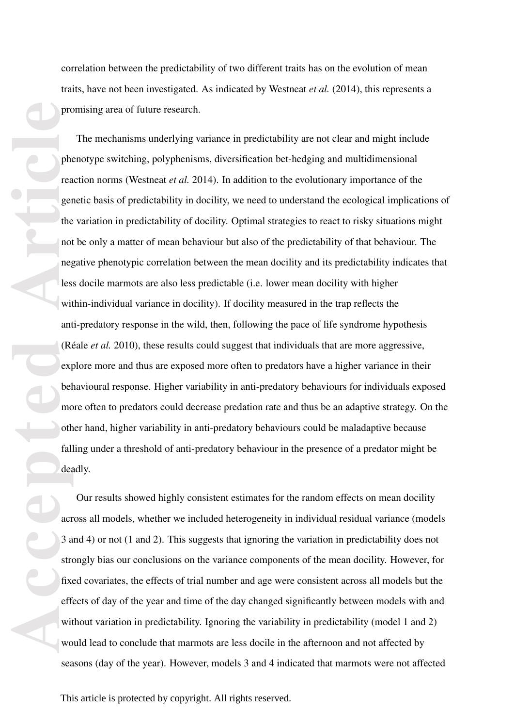correlation between the predictability of two different traits has on the evolution of mean traits, have not been investigated. As indicated by Westneat *et al.* (2014), this represents a promising area of future research.

The mechanisms underlying variance in predictability are not clear and might include phenotype switching, polyphenisms, diversification bet-hedging and multidimensional reaction norms (Westneat *et al.* 2014). In addition to the evolutionary importance of the genetic basis of predictability in docility, we need to understand the ecological implications of the variation in predictability of docility. Optimal strategies to react to risky situations might not be only a matter of mean behaviour but also of the predictability of that behaviour. The negative phenotypic correlation between the mean docility and its predictability indicates that less docile marmots are also less predictable (i.e. lower mean docility with higher within-individual variance in docility). If docility measured in the trap reflects the anti-predatory response in the wild, then, following the pace of life syndrome hypothesis (Réale *et al.* 2010), these results could suggest that individuals that are more aggressive, explore more and thus are exposed more often to predators have a higher variance in their behavioural response. Higher variability in anti-predatory behaviours for individuals exposed more often to predators could decrease predation rate and thus be an adaptive strategy. On the other hand, higher variability in anti-predatory behaviours could be maladaptive because falling under a threshold of anti-predatory behaviour in the presence of a predator might be deadly.

Our results showed highly consistent estimates for the random effects on mean docility across all models, whether we included heterogeneity in individual residual variance (models 3 and 4) or not (1 and 2). This suggests that ignoring the variation in predictability does not strongly bias our conclusions on the variance components of the mean docility. However, for fixed covariates, the effects of trial number and age were consistent across all models but the effects of day of the year and time of the day changed significantly between models with and without variation in predictability. Ignoring the variability in predictability (model 1 and 2) would lead to conclude that marmots are less docile in the afternoon and not affected by seasons (day of the year). However, models 3 and 4 indicated that marmots were not affected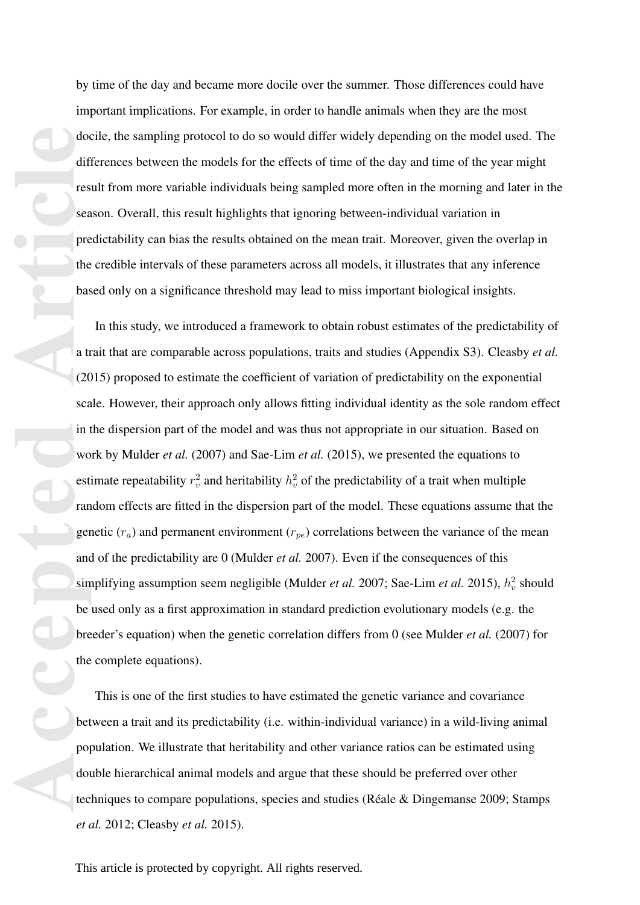by time of the day and became more docile over the summer. Those differences could have important implications. For example, in order to handle animals when they are the most docile, the sampling protocol to do so would differ widely depending on the model used. The differences between the models for the effects of time of the day and time of the year might result from more variable individuals being sampled more often in the morning and later in the season. Overall, this result highlights that ignoring between-individual variation in predictability can bias the results obtained on the mean trait. Moreover, given the overlap in the credible intervals of these parameters across all models, it illustrates that any inference based only on a significance threshold may lead to miss important biological insights.

In this study, we introduced a framework to obtain robust estimates of the predictability of a trait that are comparable across populations, traits and studies (Appendix S3). Cleasby *et al.* (2015) proposed to estimate the coefficient of variation of predictability on the exponential scale. However, their approach only allows fitting individual identity as the sole random effect in the dispersion part of the model and was thus not appropriate in our situation. Based on work by Mulder *et al.* (2007) and Sae-Lim *et al.* (2015), we presented the equations to estimate repeatability $r_v^2$ and heritability $h_v^2$ of the predictability of a trait when multiple random effects are fitted in the dispersion part of the model. These equations assume that the genetic ($r_a$) and permanent environment ($r_{pe}$) correlations between the variance of the mean and of the predictability are 0 (Mulder *et al.* 2007). Even if the consequences of this simplifying assumption seem negligible (Mulder *et al.* 2007; Sae-Lim *et al.* 2015), $h_v^2$ should be used only as a first approximation in standard prediction evolutionary models (e.g. the breeder's equation) when the genetic correlation differs from 0 (see Mulder *et al.* (2007) for the complete equations).

This is one of the first studies to have estimated the genetic variance and covariance between a trait and its predictability (i.e. within-individual variance) in a wild-living animal population. We illustrate that heritability and other variance ratios can be estimated using double hierarchical animal models and argue that these should be preferred over other techniques to compare populations, species and studies (Réale & Dingemanse 2009; Stamps *et al.* 2012; Cleasby *et al.* 2015).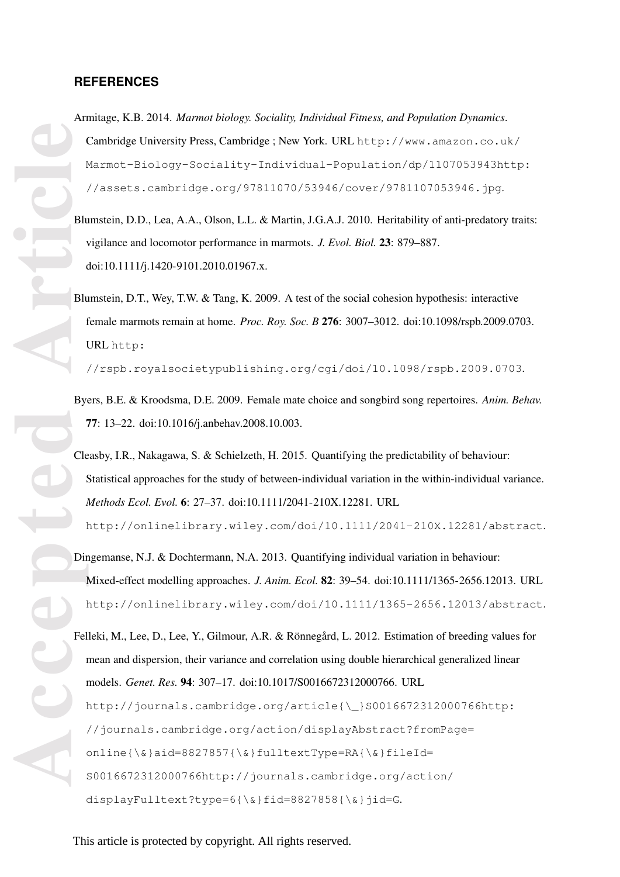## REFERENCES

Armitage, K.B. 2014. *Marmot biology. Sociality, Individual Fitness, and Population Dynamics*. Cambridge University Press, Cambridge ; New York. URL http://www.amazon.co.uk/Marmot-Biology-Sociality-Individual-Population/dp/1107053943http://assets.cambridge.org/97811070/53946/cover/9781107053946.jpg.

Blumstein, D.D., Lea, A.A., Olson, L.L. & Martin, J.G.A.J. 2010. Heritability of anti-predatory traits: vigilance and locomotor performance in marmots. *J. Evol. Biol.* **23**: 879–887. doi:10.1111/j.1420-9101.2010.01967.x.

Blumstein, D.T., Wey, T.W. & Tang, K. 2009. A test of the social cohesion hypothesis: interactive female marmots remain at home. *Proc. Roy. Soc. B* **276**: 3007–3012. doi:10.1098/rspb.2009.0703. URL http://rspb.royalsocietypublishing.org/cgi/doi/10.1098/rspb.2009.0703.

Byers, B.E. & Kroodsma, D.E. 2009. Female mate choice and songbird song repertoires. *Anim. Behav.* **77**: 13–22. doi:10.1016/j.anbehav.2008.10.003.

Cleasby, I.R., Nakagawa, S. & Schielzeth, H. 2015. Quantifying the predictability of behaviour: Statistical approaches for the study of between-individual variation in the within-individual variance. *Methods Ecol. Evol.* **6**: 27–37. doi:10.1111/2041-210X.12281. URL http://onlinelibrary.wiley.com/doi/10.1111/2041-210X.12281/abstract.

Dingemanse, N.J. & Dochtermann, N.A. 2013. Quantifying individual variation in behaviour: Mixed-effect modelling approaches. *J. Anim. Ecol.* **82**: 39–54. doi:10.1111/1365-2656.12013. URL http://onlinelibrary.wiley.com/doi/10.1111/1365-2656.12013/abstract.

Felleki, M., Lee, D., Lee, Y., Gilmour, A.R. & Rönnegård, L. 2012. Estimation of breeding values for mean and dispersion, their variance and correlation using double hierarchical generalized linear models. *Genet. Res.* **94**: 307–17. doi:10.1017/S0016672312000766. URL http://journals.cambridge.org/article{\_}S0016672312000766http://journals.cambridge.org/action/displayAbstract?fromPage=online{\&}aid=8827857{\&}fulltextType=RA{\&}fileId=S0016672312000766http://journals.cambridge.org/action/displayFulltext?type=6{\&}fid=8827858{\&}jid=G.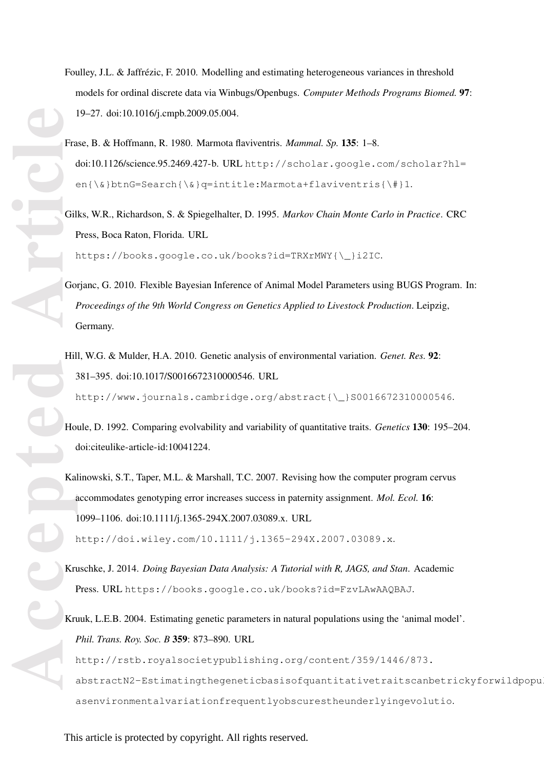Foulley, J.L. & Jaffrézic, F. 2010. Modelling and estimating heterogeneous variances in threshold models for ordinal discrete data via Winbugs/Openbugs. *Computer Methods Programs Biomed.* **97**: 19–27. doi:10.1016/j.cmpb.2009.05.004.

Frase, B. & Hoffmann, R. 1980. Marmota flaviventris. *Mammal. Sp.* **135**: 1–8. doi:10.1126/science.95.2469.427-b. URL `http://scholar.google.com/scholar?hl=en{\&}btnG=Search{\&}q=intitle:Marmota+flaviventris{\#}1`.

Gilks, W.R., Richardson, S. & Spiegelhalter, D. 1995. *Markov Chain Monte Carlo in Practice*. CRC Press, Boca Raton, Florida. URL `https://books.google.co.uk/books?id=TRXrMWY{\_}i2IC`.

Gorjanc, G. 2010. Flexible Bayesian Inference of Animal Model Parameters using BUGS Program. In: *Proceedings of the 9th World Congress on Genetics Applied to Livestock Production*. Leipzig, Germany.

Hill, W.G. & Mulder, H.A. 2010. Genetic analysis of environmental variation. *Genet. Res.* **92**: 381–395. doi:10.1017/S0016672310000546. URL `http://www.journals.cambridge.org/abstract{\_}S0016672310000546`.

Houle, D. 1992. Comparing evolvability and variability of quantitative traits. *Genetics* **130**: 195–204. doi:citeulike-article-id:10041224.

Kalinowski, S.T., Taper, M.L. & Marshall, T.C. 2007. Revising how the computer program cervus accommodates genotyping error increases success in paternity assignment. *Mol. Ecol.* **16**: 1099–1106. doi:10.1111/j.1365-294X.2007.03089.x. URL `http://doi.wiley.com/10.1111/j.1365-294X.2007.03089.x`.

Kruschke, J. 2014. *Doing Bayesian Data Analysis: A Tutorial with R, JAGS, and Stan*. Academic Press. URL `https://books.google.co.uk/books?id=FzvLAwAAQBAJ`.

Kruuk, L.E.B. 2004. Estimating genetic parameters in natural populations using the 'animal model'. *Phil. Trans. Roy. Soc. B* **359**: 873–890. URL `http://rstb.royalsocietypublishing.org/content/359/1446/873.abstractN2-Estimatingthegeneticbasisofquantitativetraitscanbetrickyforwildpopul asenvironmentalvariationfrequentlyobscurestheunderlyingevolutio`.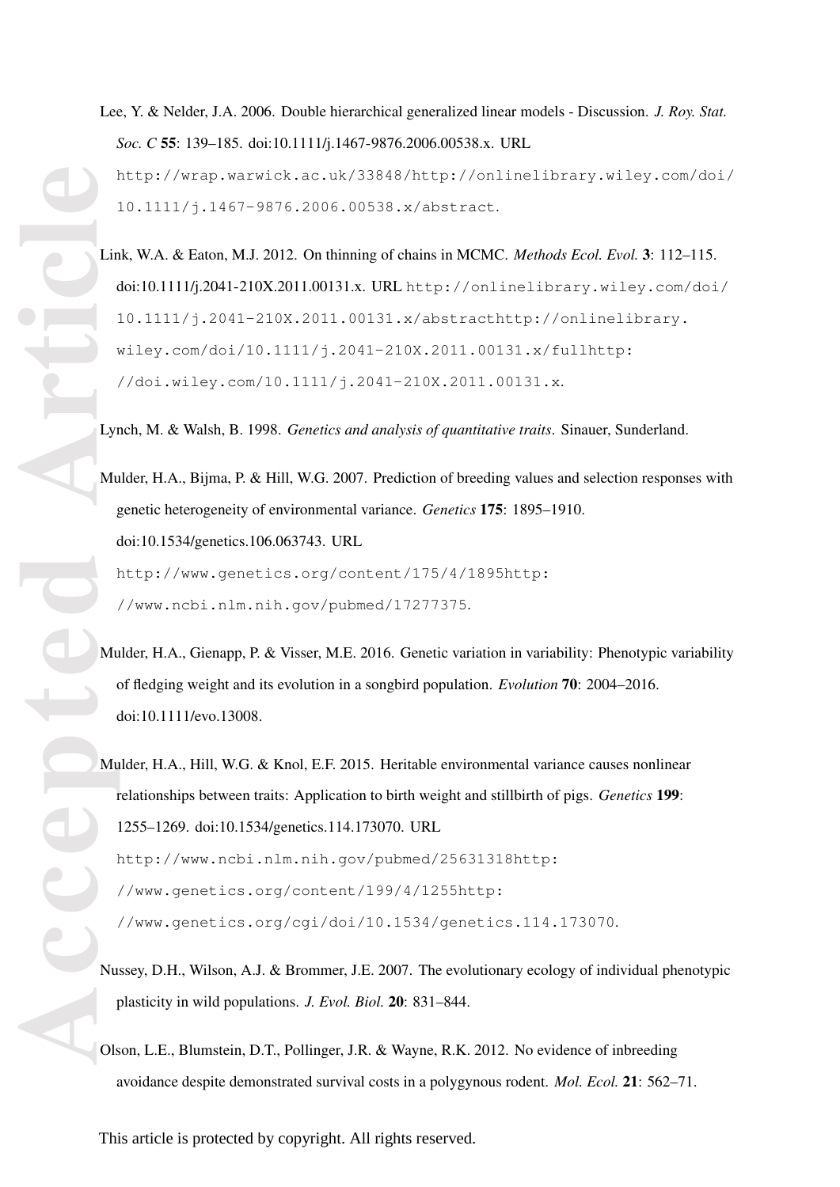Lee, Y. & Nelder, J.A. 2006. Double hierarchical generalized linear models - Discussion. *J. Roy. Stat. Soc. C* **55**: 139–185. doi:10.1111/j.1467-9876.2006.00538.x. URL http://wrap.warwick.ac.uk/33848/http://onlinelibrary.wiley.com/doi/10.1111/j.1467-9876.2006.00538.x/abstract.

Link, W.A. & Eaton, M.J. 2012. On thinning of chains in MCMC. *Methods Ecol. Evol.* **3**: 112–115. doi:10.1111/j.2041-210X.2011.00131.x. URL http://onlinelibrary.wiley.com/doi/10.1111/j.2041-210X.2011.00131.x/abstracthttp://onlinelibrary.wiley.com/doi/10.1111/j.2041-210X.2011.00131.x/fullhttp://doi.wiley.com/10.1111/j.2041-210X.2011.00131.x.

Lynch, M. & Walsh, B. 1998. *Genetics and analysis of quantitative traits*. Sinauer, Sunderland.

Mulder, H.A., Bijma, P. & Hill, W.G. 2007. Prediction of breeding values and selection responses with genetic heterogeneity of environmental variance. *Genetics* **175**: 1895–1910. doi:10.1534/genetics.106.063743. URL http://www.genetics.org/content/175/4/1895http://www.ncbi.nlm.nih.gov/pubmed/17277375.

Mulder, H.A., Gienapp, P. & Visser, M.E. 2016. Genetic variation in variability: Phenotypic variability of fledging weight and its evolution in a songbird population. *Evolution* **70**: 2004–2016. doi:10.1111/evo.13008.

Mulder, H.A., Hill, W.G. & Knol, E.F. 2015. Heritable environmental variance causes nonlinear relationships between traits: Application to birth weight and stillbirth of pigs. *Genetics* **199**: 1255–1269. doi:10.1534/genetics.114.173070. URL http://www.ncbi.nlm.nih.gov/pubmed/25631318http://www.genetics.org/content/199/4/1255http://www.genetics.org/cgi/doi/10.1534/genetics.114.173070.

Nussey, D.H., Wilson, A.J. & Brommer, J.E. 2007. The evolutionary ecology of individual phenotypic plasticity in wild populations. *J. Evol. Biol.* **20**: 831–844.

Olson, L.E., Blumstein, D.T., Pollinger, J.R. & Wayne, R.K. 2012. No evidence of inbreeding avoidance despite demonstrated survival costs in a polygynous rodent. *Mol. Ecol.* **21**: 562–71.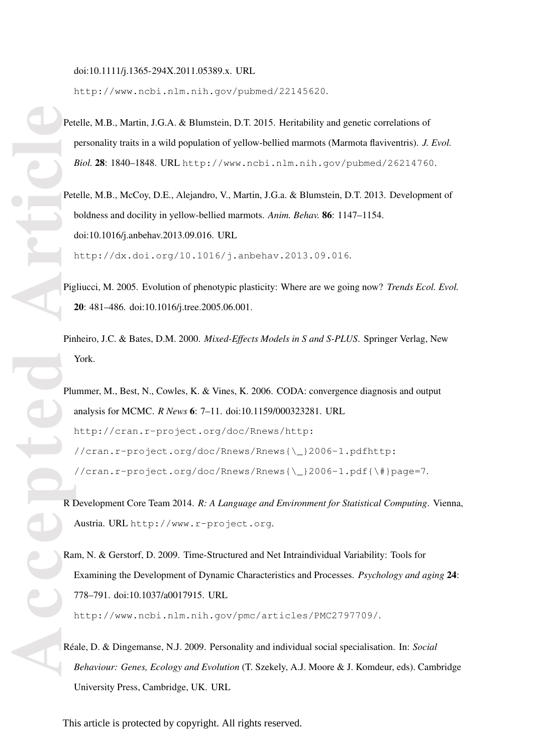doi:10.1111/j.1365-294X.2011.05389.x. URL http://www.ncbi.nlm.nih.gov/pubmed/22145620.

Petelle, M.B., Martin, J.G.A. & Blumstein, D.T. 2015. Heritability and genetic correlations of personality traits in a wild population of yellow-bellied marmots (Marmota flaviventris). *J. Evol. Biol.* **28**: 1840–1848. URL http://www.ncbi.nlm.nih.gov/pubmed/26214760.

Petelle, M.B., McCoy, D.E., Alejandro, V., Martin, J.G.a. & Blumstein, D.T. 2013. Development of boldness and docility in yellow-bellied marmots. *Anim. Behav.* **86**: 1147–1154. doi:10.1016/j.anbehav.2013.09.016. URL http://dx.doi.org/10.1016/j.anbehav.2013.09.016.

Pigliucci, M. 2005. Evolution of phenotypic plasticity: Where are we going now? *Trends Ecol. Evol.* **20**: 481–486. doi:10.1016/j.tree.2005.06.001.

Pinheiro, J.C. & Bates, D.M. 2000. *Mixed-Effects Models in S and S-PLUS*. Springer Verlag, New York.

Plummer, M., Best, N., Cowles, K. & Vines, K. 2006. CODA: convergence diagnosis and output analysis for MCMC. *R News* **6**: 7–11. doi:10.1159/000323281. URL http://cran.r-project.org/doc/Rnews/http://cran.r-project.org/doc/Rnews/Rnews{\_}2006-1.pdfhttp://cran.r-project.org/doc/Rnews/Rnews{\_}2006-1.pdf{\#}page=7.

R Development Core Team 2014. *R: A Language and Environment for Statistical Computing*. Vienna, Austria. URL http://www.r-project.org.

Ram, N. & Gerstorf, D. 2009. Time-Structured and Net Intraindividual Variability: Tools for Examining the Development of Dynamic Characteristics and Processes. *Psychology and aging* **24**: 778–791. doi:10.1037/a0017915. URL http://www.ncbi.nlm.nih.gov/pmc/articles/PMC2797709/.

Réale, D. & Dingemanse, N.J. 2009. Personality and individual social specialisation. In: *Social Behaviour: Genes, Ecology and Evolution* (T. Szekely, A.J. Moore & J. Komdeur, eds). Cambridge University Press, Cambridge, UK. URL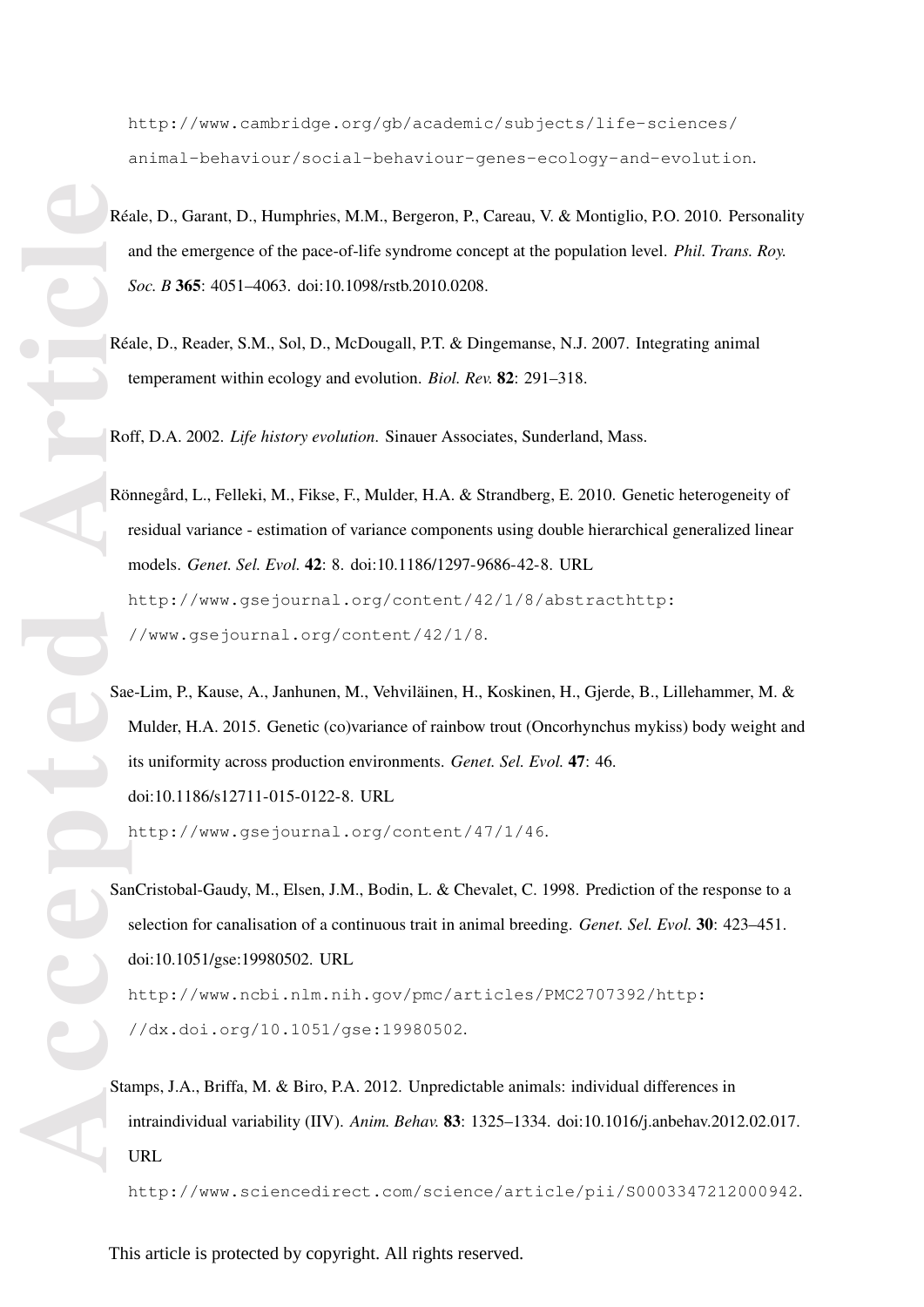http://www.cambridge.org/gb/academic/subjects/life-sciences/animal-behaviour/social-behaviour-genes-ecology-and-evolution.

Réale, D., Garant, D., Humphries, M.M., Bergeron, P., Careau, V. & Montiglio, P.O. 2010. Personality and the emergence of the pace-of-life syndrome concept at the population level. *Phil. Trans. Roy. Soc. B* **365**: 4051–4063. doi:10.1098/rstb.2010.0208.

Réale, D., Reader, S.M., Sol, D., McDougall, P.T. & Dingemanse, N.J. 2007. Integrating animal temperament within ecology and evolution. *Biol. Rev.* **82**: 291–318.

Roff, D.A. 2002. *Life history evolution*. Sinauer Associates, Sunderland, Mass.

Rönnegård, L., Felleki, M., Fikse, F., Mulder, H.A. & Strandberg, E. 2010. Genetic heterogeneity of residual variance - estimation of variance components using double hierarchical generalized linear models. *Genet. Sel. Evol.* **42**: 8. doi:10.1186/1297-9686-42-8. URL http://www.gsejournal.org/content/42/1/8/abstracthttp://www.gsejournal.org/content/42/1/8.

Sae-Lim, P., Kause, A., Janhunen, M., Vehviläinen, H., Koskinen, H., Gjerde, B., Lillehammer, M. & Mulder, H.A. 2015. Genetic (co)variance of rainbow trout (Oncorhynchus mykiss) body weight and its uniformity across production environments. *Genet. Sel. Evol.* **47**: 46. doi:10.1186/s12711-015-0122-8. URL http://www.gsejournal.org/content/47/1/46.

SanCristobal-Gaudy, M., Elsen, J.M., Bodin, L. & Chevalet, C. 1998. Prediction of the response to a selection for canalisation of a continuous trait in animal breeding. *Genet. Sel. Evol.* **30**: 423–451. doi:10.1051/gse:19980502. URL http://www.ncbi.nlm.nih.gov/pmc/articles/PMC2707392/http://dx.doi.org/10.1051/gse:19980502.

Stamps, J.A., Briffa, M. & Biro, P.A. 2012. Unpredictable animals: individual differences in intraindividual variability (IIV). *Anim. Behav.* **83**: 1325–1334. doi:10.1016/j.anbehav.2012.02.017. URL http://www.sciencedirect.com/science/article/pii/S0003347212000942.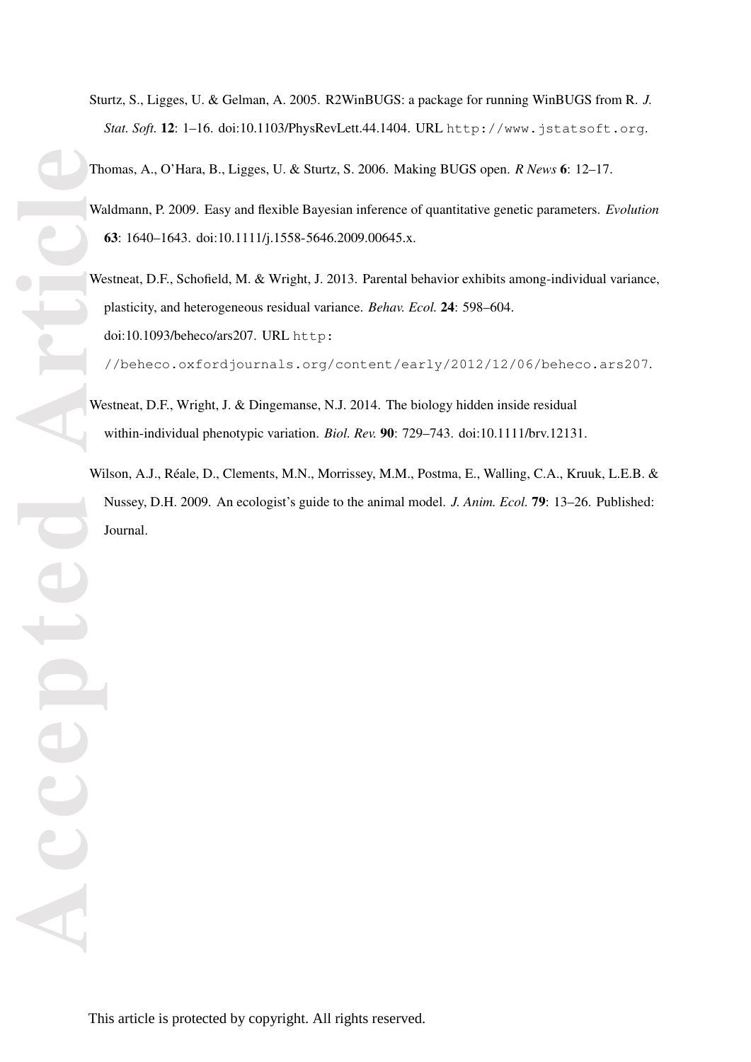Sturtz, S., Ligges, U. & Gelman, A. 2005. R2WinBUGS: a package for running WinBUGS from R. *J. Stat. Soft.* **12**: 1–16. doi:10.1103/PhysRevLett.44.1404. URL http://www.jstatsoft.org.

Thomas, A., O'Hara, B., Ligges, U. & Sturtz, S. 2006. Making BUGS open. *R News* **6**: 12–17.

Waldmann, P. 2009. Easy and flexible Bayesian inference of quantitative genetic parameters. *Evolution* **63**: 1640–1643. doi:10.1111/j.1558-5646.2009.00645.x.

Westneat, D.F., Schofield, M. & Wright, J. 2013. Parental behavior exhibits among-individual variance, plasticity, and heterogeneous residual variance. *Behav. Ecol.* **24**: 598–604. doi:10.1093/beheco/ars207. URL http://beheco.oxfordjournals.org/content/early/2012/12/06/beheco.ars207.

Westneat, D.F., Wright, J. & Dingemanse, N.J. 2014. The biology hidden inside residual within-individual phenotypic variation. *Biol. Rev.* **90**: 729–743. doi:10.1111/brv.12131.

Wilson, A.J., Réale, D., Clements, M.N., Morrissey, M.M., Postma, E., Walling, C.A., Kruuk, L.E.B. & Nussey, D.H. 2009. An ecologist's guide to the animal model. *J. Anim. Ecol.* **79**: 13–26. Published: Journal.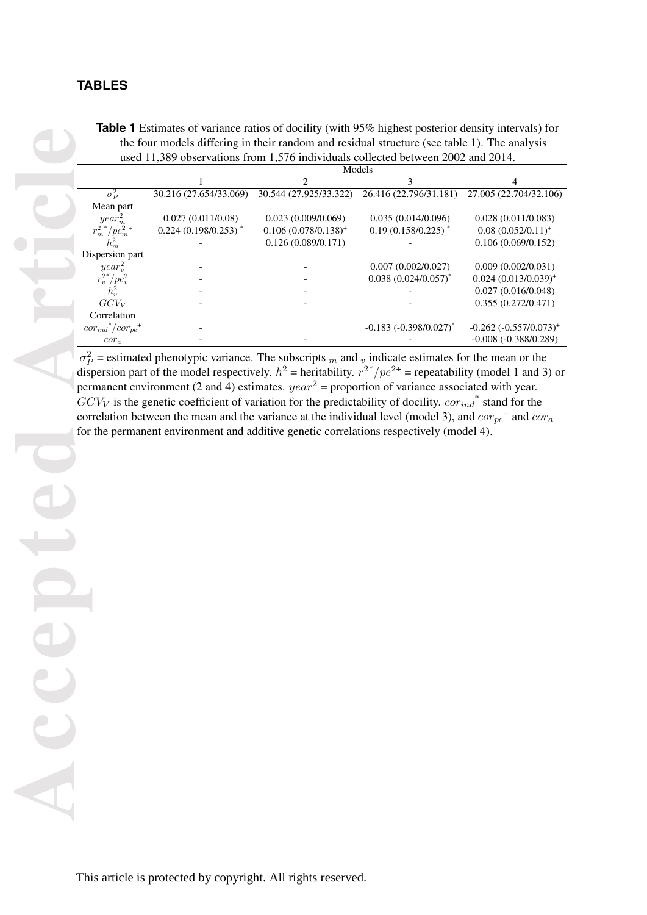## TABLES

**Table 1** Estimates of variance ratios of docility (with 95% highest posterior density intervals) for the four models differing in their random and residual structure (see table 1). The analysis used 11,389 observations from 1,576 individuals collected between 2002 and 2014.

| | Models | | | |
|---|---|---|---|---|
| | 1 | 2 | 3 | 4 |
| $\sigma^2_P$ | 30.216 (27.654/33.069) | 30.544 (27.925/33.322) | 26.416 (22.796/31.181) | 27.005 (22.704/32.106) |
| Mean part | | | | |
| $year^2_m$ | 0.027 (0.011/0.08) | 0.023 (0.009/0.069) | 0.035 (0.014/0.096) | 0.028 (0.011/0.083) |
| ${r^2_m}^*/{pe^2_m}^+$ | 0.224 (0.198/0.253) $^*$ | 0.106 (0.078/0.138)$^+$ | 0.19 (0.158/0.225) $^*$ | 0.08 (0.052/0.11)$^+$ |
| $h^2_m$ | - | 0.126 (0.089/0.171) | - | 0.106 (0.069/0.152) |
| Dispersion part | | | | |
| $year^2_v$ | - | - | 0.007 (0.002/0.027) | 0.009 (0.002/0.031) |
| $r^{2*}_v/pe^2_v$ | - | - | 0.038 (0.024/0.057)$^*$ | 0.024 (0.013/0.039)$^+$ |
| $h^2_v$ | - | - | - | 0.027 (0.016/0.048) |
| $GCV_V$ | - | - | - | 0.355 (0.272/0.471) |
| Correlation | | | | |
| ${cor_{ind}}^*/{cor_{pe}}^+$ | - | | -0.183 (-0.398/0.027)$^*$ | -0.262 (-0.557/0.073)$^+$ |
| $cor_a$ | - | - | - | -0.008 (-0.388/0.289) |

$\sigma^2_P$ = estimated phenotypic variance. The subscripts $_m$ and $_v$ indicate estimates for the mean or the dispersion part of the model respectively. $h^2$ = heritability. $r^{2*}/pe^{2+}$ = repeatability (model 1 and 3) or permanent environment (2 and 4) estimates. $year^2$ = proportion of variance associated with year. $GCV_V$ is the genetic coefficient of variation for the predictability of docility. ${cor_{ind}}^*$ stand for the correlation between the mean and the variance at the individual level (model 3), and ${cor_{pe}}^+$ and $cor_a$ for the permanent environment and additive genetic correlations respectively (model 4).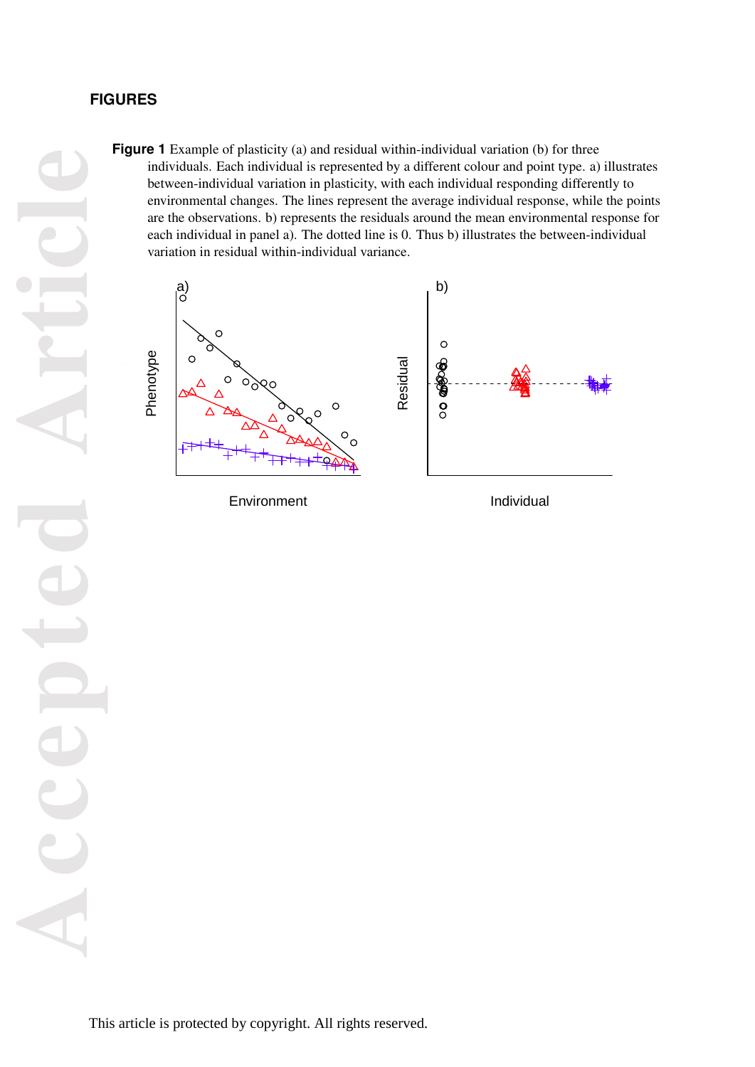## FIGURES

**Figure 1** Example of plasticity (a) and residual within-individual variation (b) for three individuals. Each individual is represented by a different colour and point type. a) illustrates between-individual variation in plasticity, with each individual responding differently to environmental changes. The lines represent the average individual response, while the points are the observations. b) represents the residuals around the mean environmental response for each individual in panel a). The dotted line is 0. Thus b) illustrates the between-individual variation in residual within-individual variance.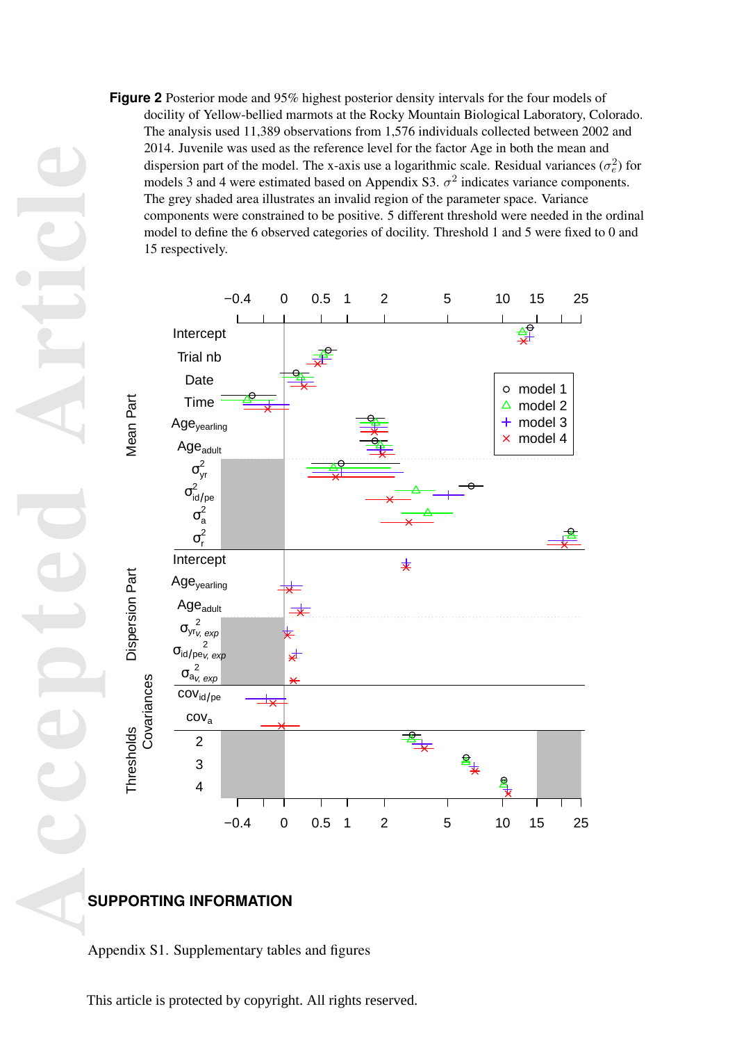**Figure 2** Posterior mode and 95% highest posterior density intervals for the four models of docility of Yellow-bellied marmots at the Rocky Mountain Biological Laboratory, Colorado. The analysis used 11,389 observations from 1,576 individuals collected between 2002 and 2014. Juvenile was used as the reference level for the factor Age in both the mean and dispersion part of the model. The x-axis use a logarithmic scale. Residual variances ($\sigma^2_e$) for models 3 and 4 were estimated based on Appendix S3. $\sigma^2$ indicates variance components. The grey shaded area illustrates an invalid region of the parameter space. Variance components were constrained to be positive. 5 different threshold were needed in the ordinal model to define the 6 observed categories of docility. Threshold 1 and 5 were fixed to 0 and 15 respectively.

## SUPPORTING INFORMATION

Appendix S1. Supplementary tables and figures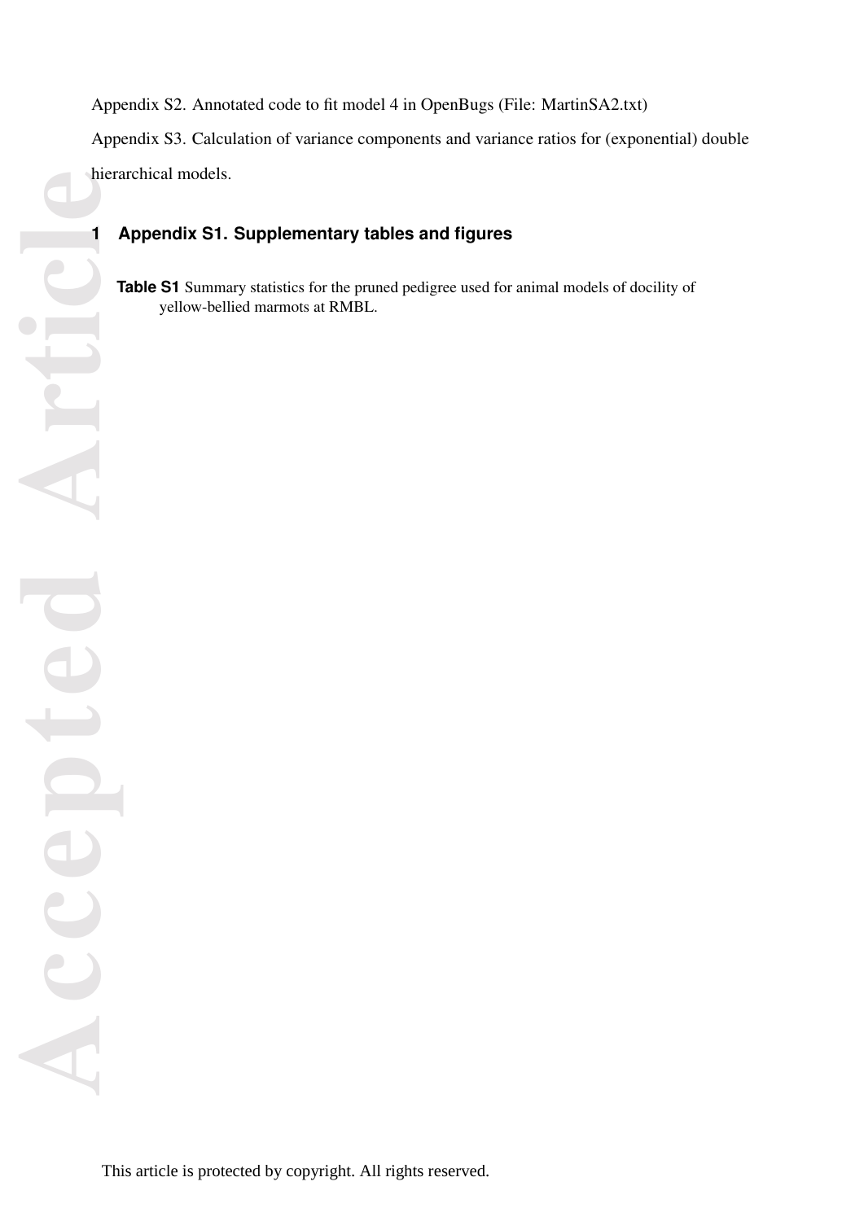Appendix S2. Annotated code to fit model 4 in OpenBugs (File: MartinSA2.txt)

Appendix S3. Calculation of variance components and variance ratios for (exponential) double hierarchical models.

# 1 Appendix S1. Supplementary tables and figures

**Table S1** Summary statistics for the pruned pedigree used for animal models of docility of yellow-bellied marmots at RMBL.